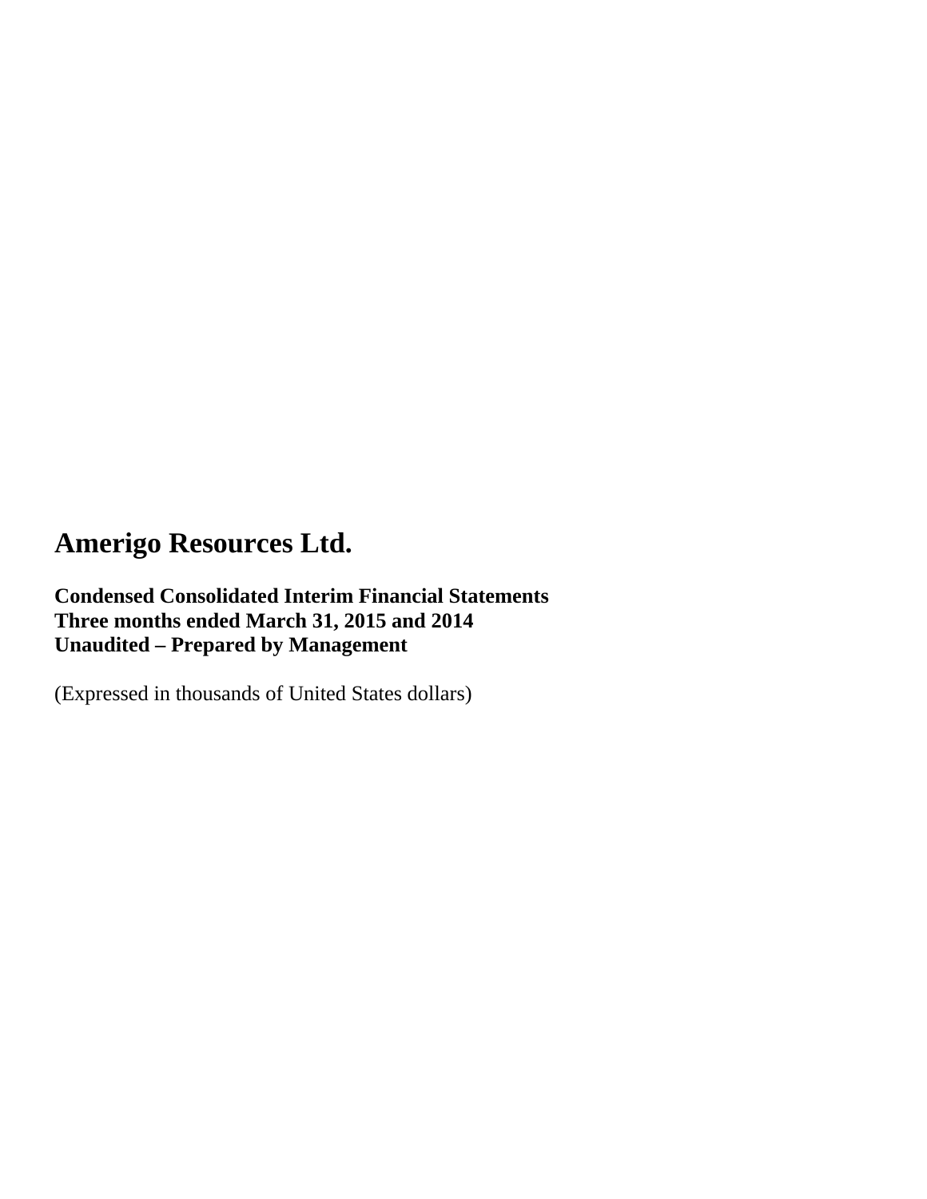# Amerigo Resources Ltd.

**Condensed Consolidated Interim Financial Statements**
**Three months ended March 31, 2015 and 2014**
**Unaudited – Prepared by Management**

(Expressed in thousands of United States dollars)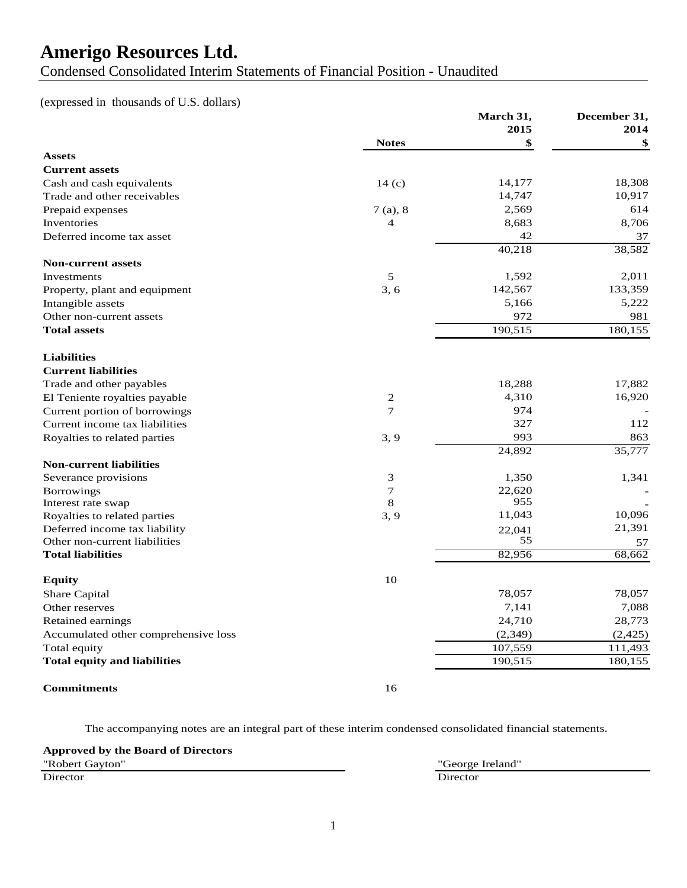# Amerigo Resources Ltd.

Condensed Consolidated Interim Statements of Financial Position - Unaudited

(expressed in thousands of U.S. dollars)

| | Notes | March 31, 2015 $ | December 31, 2014 $ |
|---|---|---|---|
| **Assets** | | | |
| **Current assets** | | | |
| Cash and cash equivalents | 14 (c) | 14,177 | 18,308 |
| Trade and other receivables | | 14,747 | 10,917 |
| Prepaid expenses | 7 (a), 8 | 2,569 | 614 |
| Inventories | 4 | 8,683 | 8,706 |
| Deferred income tax asset | | 42 | 37 |
| | | 40,218 | 38,582 |
| **Non-current assets** | | | |
| Investments | 5 | 1,592 | 2,011 |
| Property, plant and equipment | 3, 6 | 142,567 | 133,359 |
| Intangible assets | | 5,166 | 5,222 |
| Other non-current assets | | 972 | 981 |
| **Total assets** | | 190,515 | 180,155 |
| | | | |
| **Liabilities** | | | |
| **Current liabilities** | | | |
| Trade and other payables | | 18,288 | 17,882 |
| El Teniente royalties payable | 2 | 4,310 | 16,920 |
| Current portion of borrowings | 7 | 974 | - |
| Current income tax liabilities | | 327 | 112 |
| Royalties to related parties | 3, 9 | 993 | 863 |
| | | 24,892 | 35,777 |
| **Non-current liabilities** | | | |
| Severance provisions | 3 | 1,350 | 1,341 |
| Borrowings | 7 | 22,620 | - |
| Interest rate swap | 8 | 955 | - |
| Royalties to related parties | 3, 9 | 11,043 | 10,096 |
| Deferred income tax liability | | 22,041 | 21,391 |
| Other non-current liabilities | | 55 | 57 |
| **Total liabilities** | | 82,956 | 68,662 |
| | | | |
| **Equity** | 10 | | |
| Share Capital | | 78,057 | 78,057 |
| Other reserves | | 7,141 | 7,088 |
| Retained earnings | | 24,710 | 28,773 |
| Accumulated other comprehensive loss | | (2,349) | (2,425) |
| Total equity | | 107,559 | 111,493 |
| **Total equity and liabilities** | | 190,515 | 180,155 |
| | | | |
| **Commitments** | 16 | | |

The accompanying notes are an integral part of these interim condensed consolidated financial statements.

**Approved by the Board of Directors**

"Robert Gayton"
Director

"George Ireland"
Director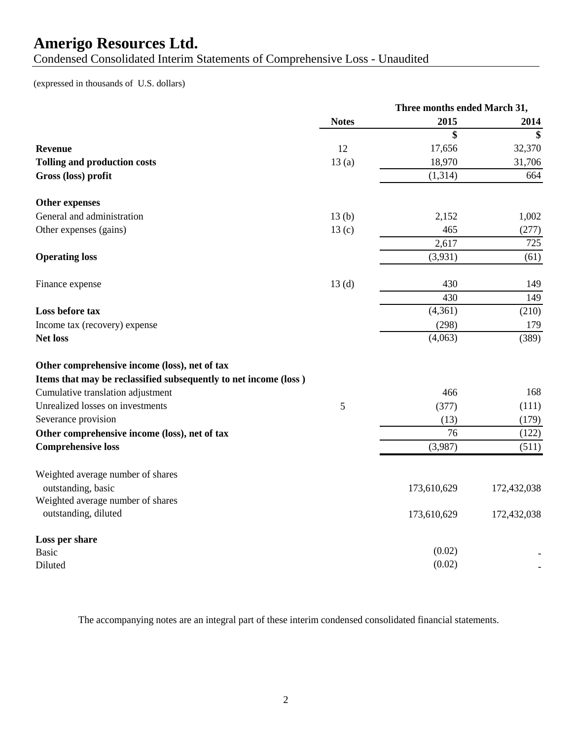# Amerigo Resources Ltd.

Condensed Consolidated Interim Statements of Comprehensive Loss - Unaudited

(expressed in thousands of U.S. dollars)

| | | Three months ended March 31, | |
|---|---|---|---|
| | **Notes** | **2015** | **2014** |
| | | **$** | **$** |
| **Revenue** | 12 | 17,656 | 32,370 |
| **Tolling and production costs** | 13 (a) | 18,970 | 31,706 |
| **Gross (loss) profit** | | (1,314) | 664 |
| **Other expenses** | | | |
| General and administration | 13 (b) | 2,152 | 1,002 |
| Other expenses (gains) | 13 (c) | 465 | (277) |
| | | 2,617 | 725 |
| **Operating loss** | | (3,931) | (61) |
| Finance expense | 13 (d) | 430 | 149 |
| | | 430 | 149 |
| **Loss before tax** | | (4,361) | (210) |
| Income tax (recovery) expense | | (298) | 179 |
| **Net loss** | | (4,063) | (389) |
| **Other comprehensive income (loss), net of tax** | | | |
| **Items that may be reclassified subsequently to net income (loss )** | | | |
| Cumulative translation adjustment | | 466 | 168 |
| Unrealized losses on investments | 5 | (377) | (111) |
| Severance provision | | (13) | (179) |
| **Other comprehensive income (loss), net of tax** | | 76 | (122) |
| **Comprehensive loss** | | (3,987) | (511) |
| Weighted average number of shares outstanding, basic | | 173,610,629 | 172,432,038 |
| Weighted average number of shares outstanding, diluted | | 173,610,629 | 172,432,038 |
| **Loss per share** | | | |
| Basic | | (0.02) | - |
| Diluted | | (0.02) | - |

The accompanying notes are an integral part of these interim condensed consolidated financial statements.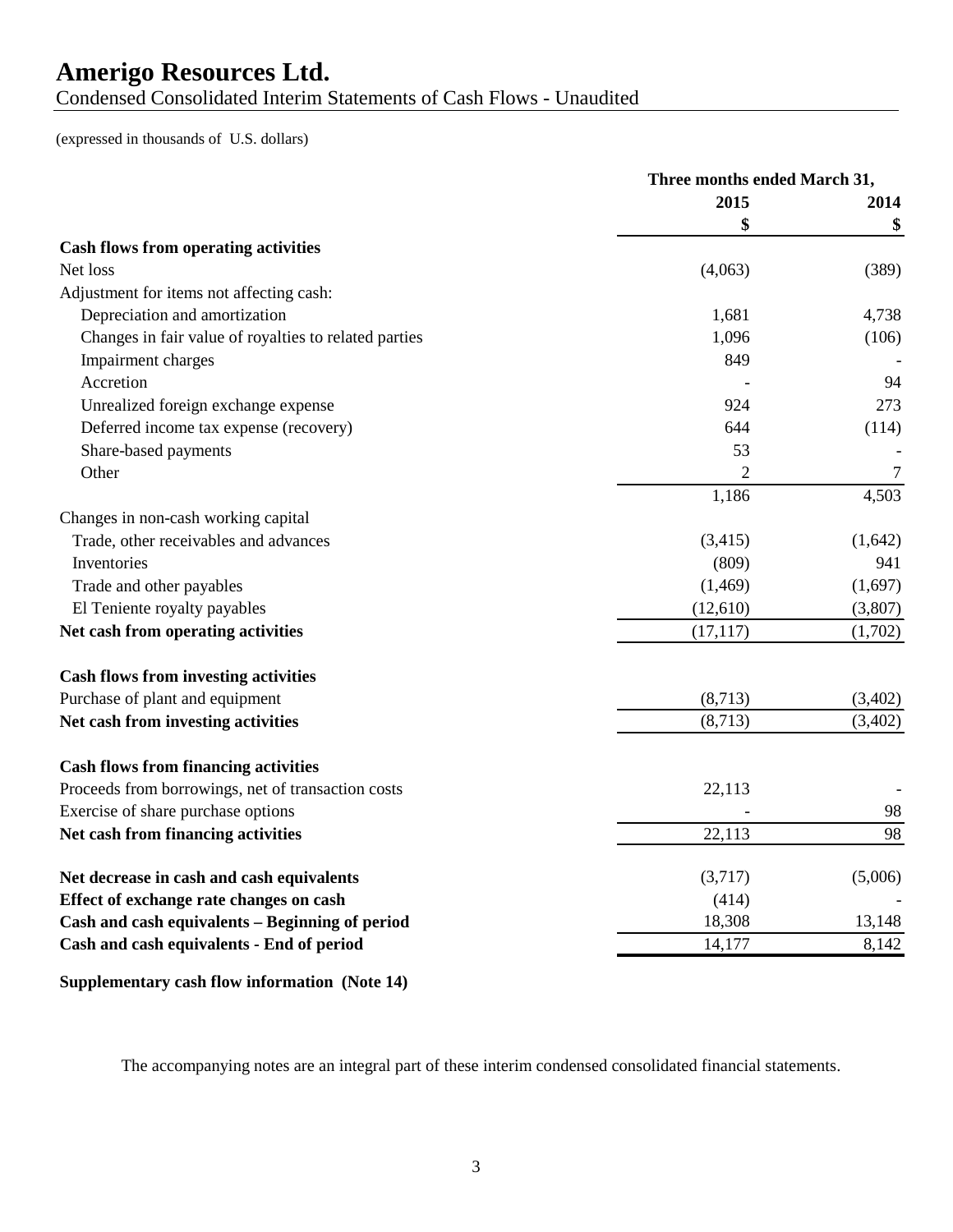# Amerigo Resources Ltd.

Condensed Consolidated Interim Statements of Cash Flows - Unaudited

(expressed in thousands of U.S. dollars)

| | Three months ended March 31, | |
|---|---|---|
| | 2015 | 2014 |
| | $ | $ |
| **Cash flows from operating activities** | | |
| Net loss | (4,063) | (389) |
| Adjustment for items not affecting cash: | | |
| Depreciation and amortization | 1,681 | 4,738 |
| Changes in fair value of royalties to related parties | 1,096 | (106) |
| Impairment charges | 849 | - |
| Accretion | - | 94 |
| Unrealized foreign exchange expense | 924 | 273 |
| Deferred income tax expense (recovery) | 644 | (114) |
| Share-based payments | 53 | - |
| Other | 2 | 7 |
| | 1,186 | 4,503 |
| Changes in non-cash working capital | | |
| Trade, other receivables and advances | (3,415) | (1,642) |
| Inventories | (809) | 941 |
| Trade and other payables | (1,469) | (1,697) |
| El Teniente royalty payables | (12,610) | (3,807) |
| **Net cash from operating activities** | (17,117) | (1,702) |
| **Cash flows from investing activities** | | |
| Purchase of plant and equipment | (8,713) | (3,402) |
| **Net cash from investing activities** | (8,713) | (3,402) |
| **Cash flows from financing activities** | | |
| Proceeds from borrowings, net of transaction costs | 22,113 | - |
| Exercise of share purchase options | - | 98 |
| **Net cash from financing activities** | 22,113 | 98 |
| **Net decrease in cash and cash equivalents** | (3,717) | (5,006) |
| **Effect of exchange rate changes on cash** | (414) | - |
| **Cash and cash equivalents – Beginning of period** | 18,308 | 13,148 |
| **Cash and cash equivalents - End of period** | 14,177 | 8,142 |

**Supplementary cash flow information (Note 14)**

The accompanying notes are an integral part of these interim condensed consolidated financial statements.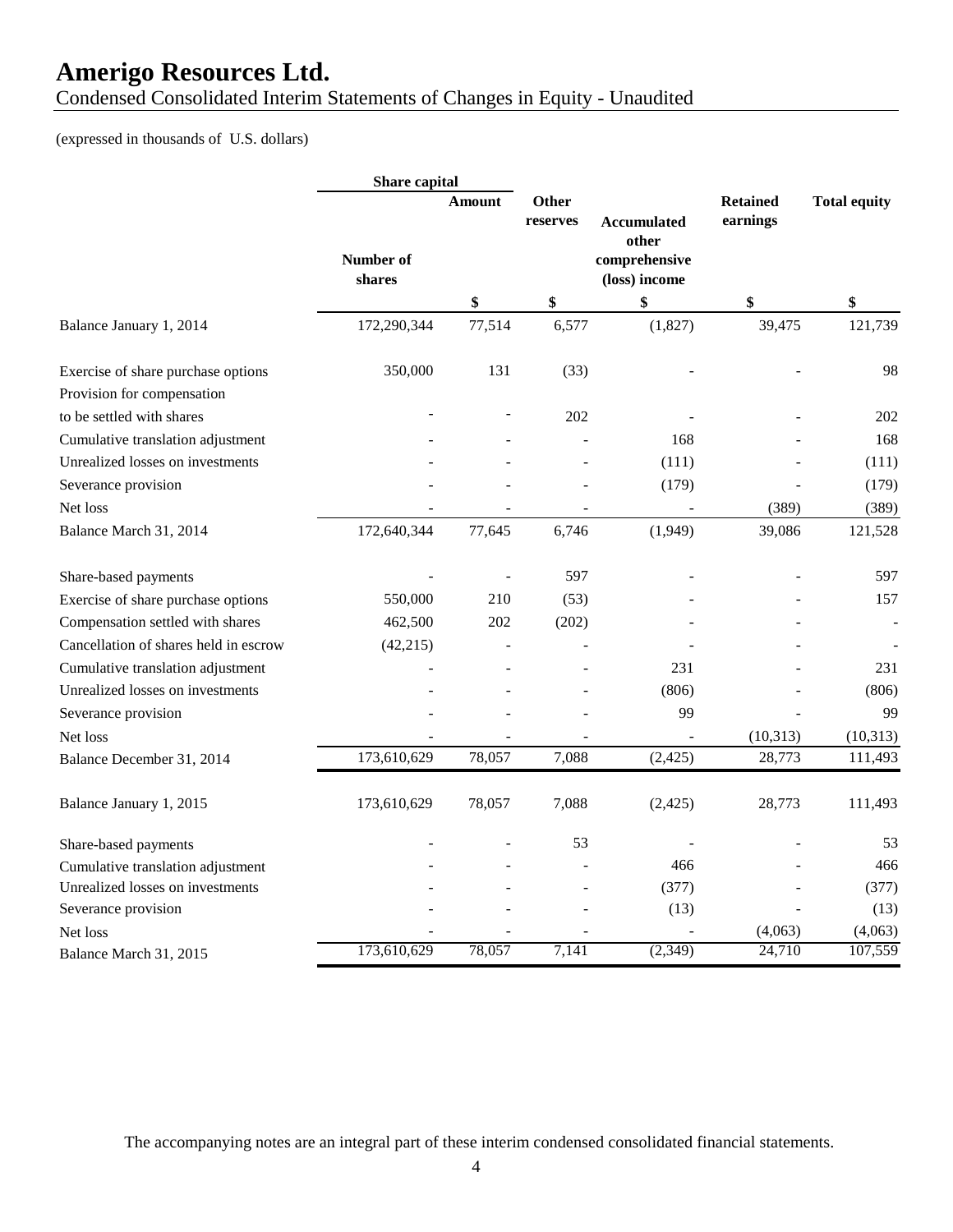# Amerigo Resources Ltd.

Condensed Consolidated Interim Statements of Changes in Equity - Unaudited

(expressed in thousands of U.S. dollars)

| | Share capital | | Other reserves | Accumulated other comprehensive (loss) income | Retained earnings | Total equity |
|---|---|---|---|---|---|---|
| | Number of shares | Amount | | | | |
| | | $ | $ | $ | $ | $ |
| Balance January 1, 2014 | 172,290,344 | 77,514 | 6,577 | (1,827) | 39,475 | 121,739 |
| Exercise of share purchase options | 350,000 | 131 | (33) | - | - | 98 |
| Provision for compensation to be settled with shares | - | - | 202 | - | - | 202 |
| Cumulative translation adjustment | - | - | - | 168 | - | 168 |
| Unrealized losses on investments | - | - | - | (111) | - | (111) |
| Severance provision | - | - | - | (179) | - | (179) |
| Net loss | - | - | - | - | (389) | (389) |
| Balance March 31, 2014 | 172,640,344 | 77,645 | 6,746 | (1,949) | 39,086 | 121,528 |
| Share-based payments | - | - | 597 | - | - | 597 |
| Exercise of share purchase options | 550,000 | 210 | (53) | - | - | 157 |
| Compensation settled with shares | 462,500 | 202 | (202) | - | - | - |
| Cancellation of shares held in escrow | (42,215) | - | - | - | - | - |
| Cumulative translation adjustment | - | - | - | 231 | - | 231 |
| Unrealized losses on investments | - | - | - | (806) | - | (806) |
| Severance provision | - | - | - | 99 | - | 99 |
| Net loss | - | - | - | - | (10,313) | (10,313) |
| Balance December 31, 2014 | 173,610,629 | 78,057 | 7,088 | (2,425) | 28,773 | 111,493 |
| Balance January 1, 2015 | 173,610,629 | 78,057 | 7,088 | (2,425) | 28,773 | 111,493 |
| Share-based payments | - | - | 53 | - | - | 53 |
| Cumulative translation adjustment | - | - | - | 466 | - | 466 |
| Unrealized losses on investments | - | - | - | (377) | - | (377) |
| Severance provision | - | - | - | (13) | - | (13) |
| Net loss | - | - | - | - | (4,063) | (4,063) |
| Balance March 31, 2015 | 173,610,629 | 78,057 | 7,141 | (2,349) | 24,710 | 107,559 |

The accompanying notes are an integral part of these interim condensed consolidated financial statements.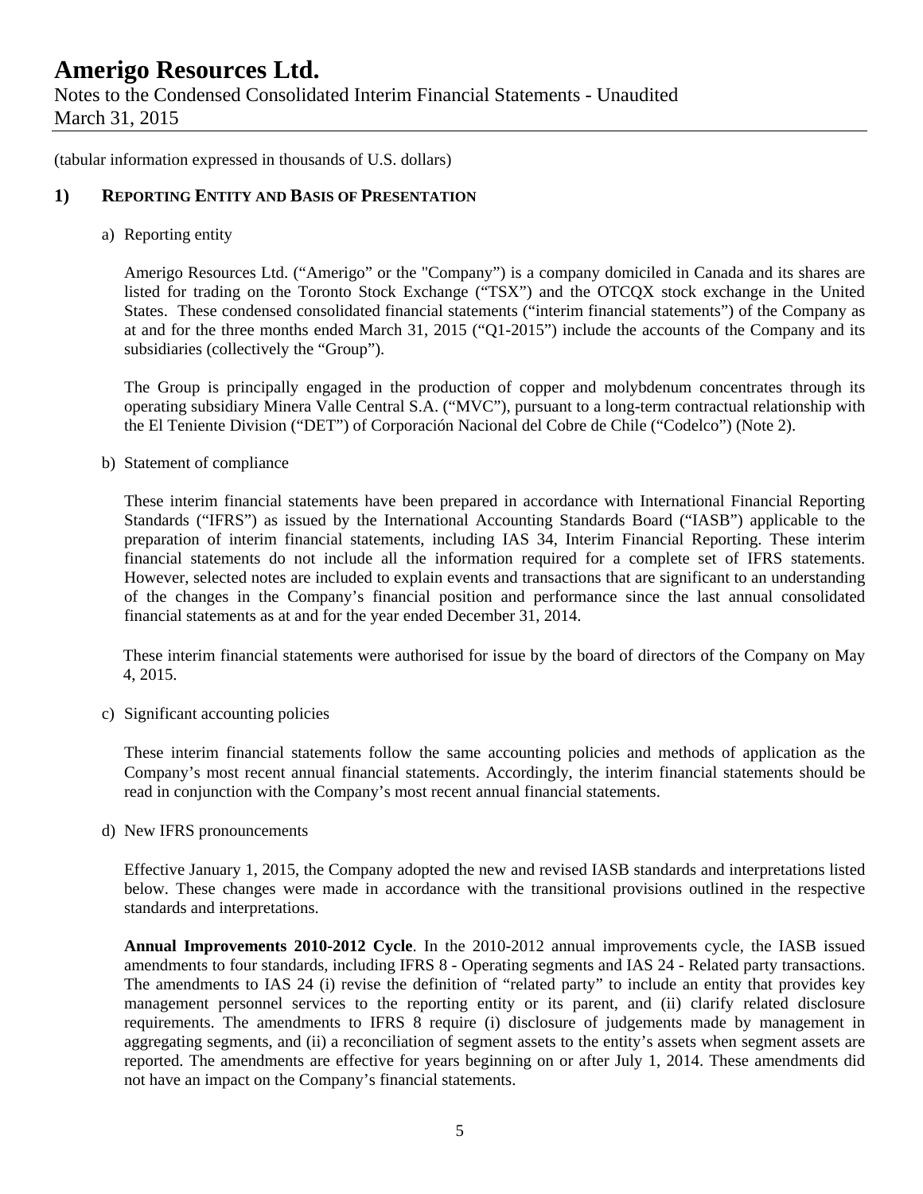(tabular information expressed in thousands of U.S. dollars)

## 1) REPORTING ENTITY AND BASIS OF PRESENTATION

a) Reporting entity

Amerigo Resources Ltd. ("Amerigo" or the "Company") is a company domiciled in Canada and its shares are listed for trading on the Toronto Stock Exchange ("TSX") and the OTCQX stock exchange in the United States. These condensed consolidated financial statements ("interim financial statements") of the Company as at and for the three months ended March 31, 2015 ("Q1-2015") include the accounts of the Company and its subsidiaries (collectively the "Group").

The Group is principally engaged in the production of copper and molybdenum concentrates through its operating subsidiary Minera Valle Central S.A. ("MVC"), pursuant to a long-term contractual relationship with the El Teniente Division ("DET") of Corporación Nacional del Cobre de Chile ("Codelco") (Note 2).

b) Statement of compliance

These interim financial statements have been prepared in accordance with International Financial Reporting Standards ("IFRS") as issued by the International Accounting Standards Board ("IASB") applicable to the preparation of interim financial statements, including IAS 34, Interim Financial Reporting. These interim financial statements do not include all the information required for a complete set of IFRS statements. However, selected notes are included to explain events and transactions that are significant to an understanding of the changes in the Company's financial position and performance since the last annual consolidated financial statements as at and for the year ended December 31, 2014.

These interim financial statements were authorised for issue by the board of directors of the Company on May 4, 2015.

c) Significant accounting policies

These interim financial statements follow the same accounting policies and methods of application as the Company's most recent annual financial statements. Accordingly, the interim financial statements should be read in conjunction with the Company's most recent annual financial statements.

d) New IFRS pronouncements

Effective January 1, 2015, the Company adopted the new and revised IASB standards and interpretations listed below. These changes were made in accordance with the transitional provisions outlined in the respective standards and interpretations.

**Annual Improvements 2010-2012 Cycle**. In the 2010-2012 annual improvements cycle, the IASB issued amendments to four standards, including IFRS 8 - Operating segments and IAS 24 - Related party transactions. The amendments to IAS 24 (i) revise the definition of "related party" to include an entity that provides key management personnel services to the reporting entity or its parent, and (ii) clarify related disclosure requirements. The amendments to IFRS 8 require (i) disclosure of judgements made by management in aggregating segments, and (ii) a reconciliation of segment assets to the entity's assets when segment assets are reported. The amendments are effective for years beginning on or after July 1, 2014. These amendments did not have an impact on the Company's financial statements.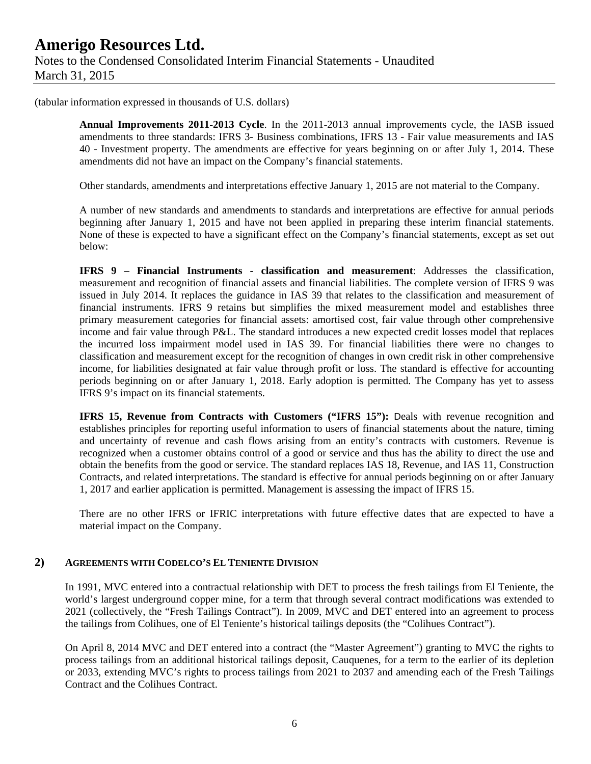(tabular information expressed in thousands of U.S. dollars)

**Annual Improvements 2011-2013 Cycle**. In the 2011-2013 annual improvements cycle, the IASB issued amendments to three standards: IFRS 3- Business combinations, IFRS 13 - Fair value measurements and IAS 40 - Investment property. The amendments are effective for years beginning on or after July 1, 2014. These amendments did not have an impact on the Company's financial statements.

Other standards, amendments and interpretations effective January 1, 2015 are not material to the Company.

A number of new standards and amendments to standards and interpretations are effective for annual periods beginning after January 1, 2015 and have not been applied in preparing these interim financial statements. None of these is expected to have a significant effect on the Company's financial statements, except as set out below:

**IFRS 9 – Financial Instruments - classification and measurement**: Addresses the classification, measurement and recognition of financial assets and financial liabilities. The complete version of IFRS 9 was issued in July 2014. It replaces the guidance in IAS 39 that relates to the classification and measurement of financial instruments. IFRS 9 retains but simplifies the mixed measurement model and establishes three primary measurement categories for financial assets: amortised cost, fair value through other comprehensive income and fair value through P&L. The standard introduces a new expected credit losses model that replaces the incurred loss impairment model used in IAS 39. For financial liabilities there were no changes to classification and measurement except for the recognition of changes in own credit risk in other comprehensive income, for liabilities designated at fair value through profit or loss. The standard is effective for accounting periods beginning on or after January 1, 2018. Early adoption is permitted. The Company has yet to assess IFRS 9's impact on its financial statements.

**IFRS 15, Revenue from Contracts with Customers ("IFRS 15"):** Deals with revenue recognition and establishes principles for reporting useful information to users of financial statements about the nature, timing and uncertainty of revenue and cash flows arising from an entity's contracts with customers. Revenue is recognized when a customer obtains control of a good or service and thus has the ability to direct the use and obtain the benefits from the good or service. The standard replaces IAS 18, Revenue, and IAS 11, Construction Contracts, and related interpretations. The standard is effective for annual periods beginning on or after January 1, 2017 and earlier application is permitted. Management is assessing the impact of IFRS 15.

There are no other IFRS or IFRIC interpretations with future effective dates that are expected to have a material impact on the Company.

## 2) AGREEMENTS WITH CODELCO'S EL TENIENTE DIVISION

In 1991, MVC entered into a contractual relationship with DET to process the fresh tailings from El Teniente, the world's largest underground copper mine, for a term that through several contract modifications was extended to 2021 (collectively, the "Fresh Tailings Contract"). In 2009, MVC and DET entered into an agreement to process the tailings from Colihues, one of El Teniente's historical tailings deposits (the "Colihues Contract").

On April 8, 2014 MVC and DET entered into a contract (the "Master Agreement") granting to MVC the rights to process tailings from an additional historical tailings deposit, Cauquenes, for a term to the earlier of its depletion or 2033, extending MVC's rights to process tailings from 2021 to 2037 and amending each of the Fresh Tailings Contract and the Colihues Contract.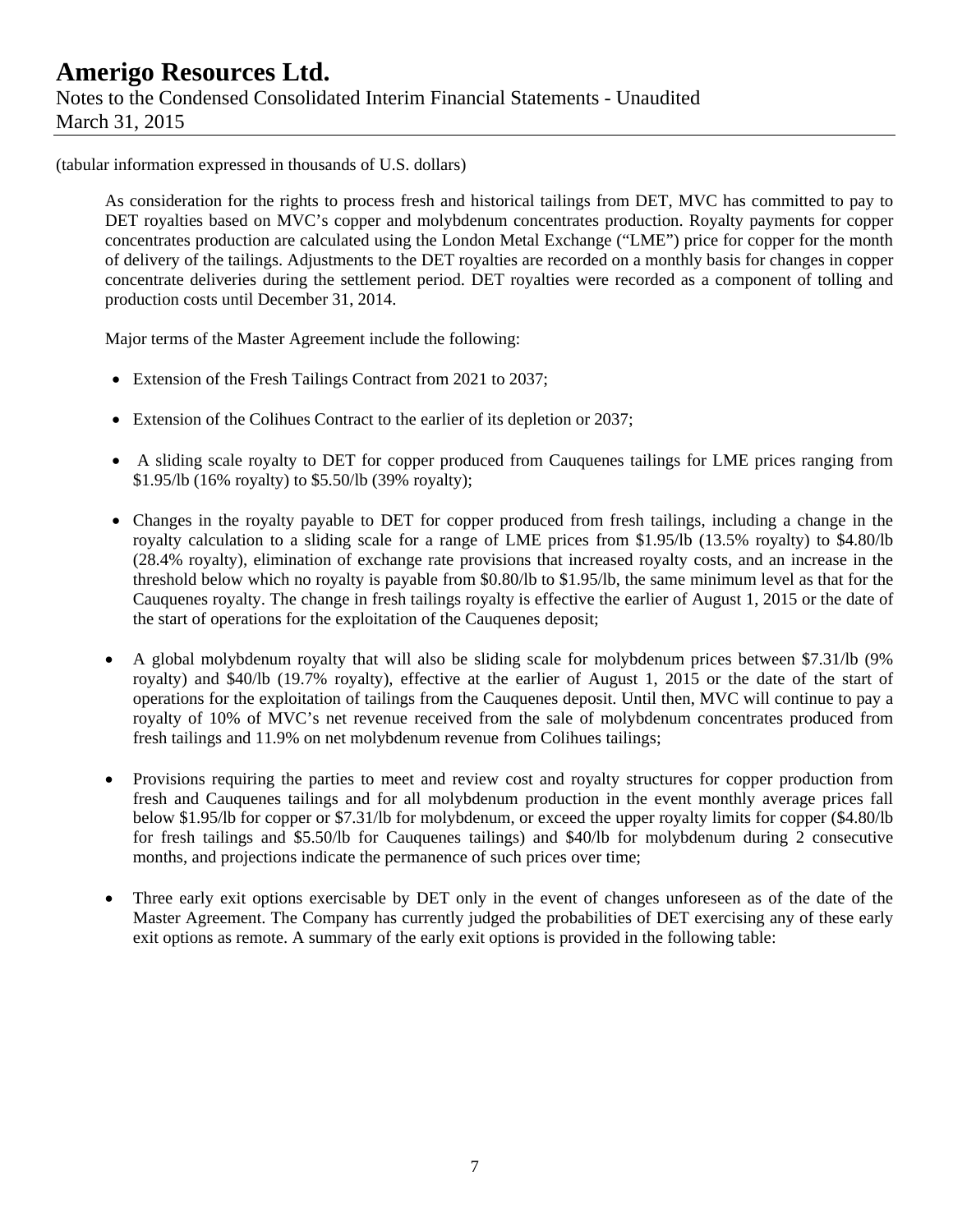(tabular information expressed in thousands of U.S. dollars)

As consideration for the rights to process fresh and historical tailings from DET, MVC has committed to pay to DET royalties based on MVC's copper and molybdenum concentrates production. Royalty payments for copper concentrates production are calculated using the London Metal Exchange ("LME") price for copper for the month of delivery of the tailings. Adjustments to the DET royalties are recorded on a monthly basis for changes in copper concentrate deliveries during the settlement period. DET royalties were recorded as a component of tolling and production costs until December 31, 2014.

Major terms of the Master Agreement include the following:

- Extension of the Fresh Tailings Contract from 2021 to 2037;
- Extension of the Colihues Contract to the earlier of its depletion or 2037;
- A sliding scale royalty to DET for copper produced from Cauquenes tailings for LME prices ranging from \$1.95/lb (16% royalty) to \$5.50/lb (39% royalty);
- Changes in the royalty payable to DET for copper produced from fresh tailings, including a change in the royalty calculation to a sliding scale for a range of LME prices from \$1.95/lb (13.5% royalty) to \$4.80/lb (28.4% royalty), elimination of exchange rate provisions that increased royalty costs, and an increase in the threshold below which no royalty is payable from \$0.80/lb to \$1.95/lb, the same minimum level as that for the Cauquenes royalty. The change in fresh tailings royalty is effective the earlier of August 1, 2015 or the date of the start of operations for the exploitation of the Cauquenes deposit;
- A global molybdenum royalty that will also be sliding scale for molybdenum prices between \$7.31/lb (9% royalty) and \$40/lb (19.7% royalty), effective at the earlier of August 1, 2015 or the date of the start of operations for the exploitation of tailings from the Cauquenes deposit. Until then, MVC will continue to pay a royalty of 10% of MVC's net revenue received from the sale of molybdenum concentrates produced from fresh tailings and 11.9% on net molybdenum revenue from Colihues tailings;
- Provisions requiring the parties to meet and review cost and royalty structures for copper production from fresh and Cauquenes tailings and for all molybdenum production in the event monthly average prices fall below \$1.95/lb for copper or \$7.31/lb for molybdenum, or exceed the upper royalty limits for copper (\$4.80/lb for fresh tailings and \$5.50/lb for Cauquenes tailings) and \$40/lb for molybdenum during 2 consecutive months, and projections indicate the permanence of such prices over time;
- Three early exit options exercisable by DET only in the event of changes unforeseen as of the date of the Master Agreement. The Company has currently judged the probabilities of DET exercising any of these early exit options as remote. A summary of the early exit options is provided in the following table: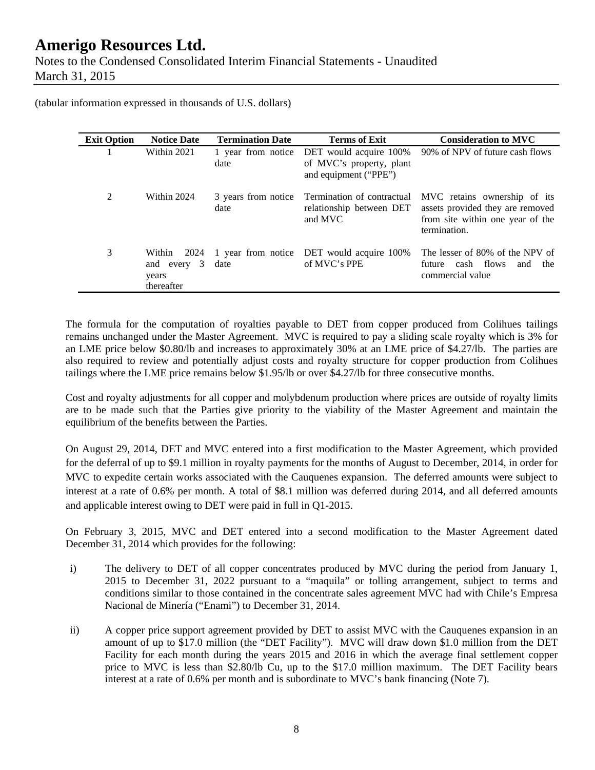(tabular information expressed in thousands of U.S. dollars)

| Exit Option | Notice Date | Termination Date | Terms of Exit | Consideration to MVC |
|---|---|---|---|---|
| 1 | Within 2021 | 1 year from notice date | DET would acquire 100% of MVC's property, plant and equipment ("PPE") | 90% of NPV of future cash flows |
| 2 | Within 2024 | 3 years from notice date | Termination of contractual relationship between DET and MVC | MVC retains ownership of its assets provided they are removed from site within one year of the termination. |
| 3 | Within 2024 and every 3 years thereafter | 1 year from notice date | DET would acquire 100% of MVC's PPE | The lesser of 80% of the NPV of future cash flows and the commercial value |

The formula for the computation of royalties payable to DET from copper produced from Colihues tailings remains unchanged under the Master Agreement. MVC is required to pay a sliding scale royalty which is 3% for an LME price below $0.80/lb and increases to approximately 30% at an LME price of $4.27/lb. The parties are also required to review and potentially adjust costs and royalty structure for copper production from Colihues tailings where the LME price remains below $1.95/lb or over $4.27/lb for three consecutive months.

Cost and royalty adjustments for all copper and molybdenum production where prices are outside of royalty limits are to be made such that the Parties give priority to the viability of the Master Agreement and maintain the equilibrium of the benefits between the Parties.

On August 29, 2014, DET and MVC entered into a first modification to the Master Agreement, which provided for the deferral of up to $9.1 million in royalty payments for the months of August to December, 2014, in order for MVC to expedite certain works associated with the Cauquenes expansion. The deferred amounts were subject to interest at a rate of 0.6% per month. A total of $8.1 million was deferred during 2014, and all deferred amounts and applicable interest owing to DET were paid in full in Q1-2015.

On February 3, 2015, MVC and DET entered into a second modification to the Master Agreement dated December 31, 2014 which provides for the following:

i) The delivery to DET of all copper concentrates produced by MVC during the period from January 1, 2015 to December 31, 2022 pursuant to a "maquila" or tolling arrangement, subject to terms and conditions similar to those contained in the concentrate sales agreement MVC had with Chile's Empresa Nacional de Minería ("Enami") to December 31, 2014.

ii) A copper price support agreement provided by DET to assist MVC with the Cauquenes expansion in an amount of up to $17.0 million (the "DET Facility"). MVC will draw down $1.0 million from the DET Facility for each month during the years 2015 and 2016 in which the average final settlement copper price to MVC is less than $2.80/lb Cu, up to the $17.0 million maximum. The DET Facility bears interest at a rate of 0.6% per month and is subordinate to MVC's bank financing (Note 7).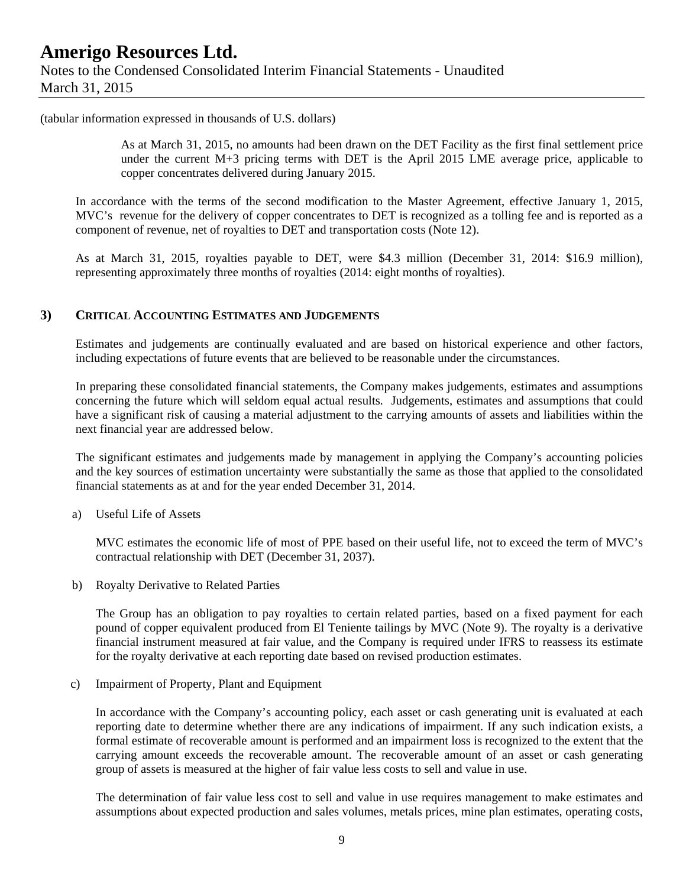(tabular information expressed in thousands of U.S. dollars)

As at March 31, 2015, no amounts had been drawn on the DET Facility as the first final settlement price under the current M+3 pricing terms with DET is the April 2015 LME average price, applicable to copper concentrates delivered during January 2015.

In accordance with the terms of the second modification to the Master Agreement, effective January 1, 2015, MVC's revenue for the delivery of copper concentrates to DET is recognized as a tolling fee and is reported as a component of revenue, net of royalties to DET and transportation costs (Note 12).

As at March 31, 2015, royalties payable to DET, were \$4.3 million (December 31, 2014: \$16.9 million), representing approximately three months of royalties (2014: eight months of royalties).

## 3) CRITICAL ACCOUNTING ESTIMATES AND JUDGEMENTS

Estimates and judgements are continually evaluated and are based on historical experience and other factors, including expectations of future events that are believed to be reasonable under the circumstances.

In preparing these consolidated financial statements, the Company makes judgements, estimates and assumptions concerning the future which will seldom equal actual results. Judgements, estimates and assumptions that could have a significant risk of causing a material adjustment to the carrying amounts of assets and liabilities within the next financial year are addressed below.

The significant estimates and judgements made by management in applying the Company's accounting policies and the key sources of estimation uncertainty were substantially the same as those that applied to the consolidated financial statements as at and for the year ended December 31, 2014.

a) Useful Life of Assets

MVC estimates the economic life of most of PPE based on their useful life, not to exceed the term of MVC's contractual relationship with DET (December 31, 2037).

b) Royalty Derivative to Related Parties

The Group has an obligation to pay royalties to certain related parties, based on a fixed payment for each pound of copper equivalent produced from El Teniente tailings by MVC (Note 9). The royalty is a derivative financial instrument measured at fair value, and the Company is required under IFRS to reassess its estimate for the royalty derivative at each reporting date based on revised production estimates.

c) Impairment of Property, Plant and Equipment

In accordance with the Company's accounting policy, each asset or cash generating unit is evaluated at each reporting date to determine whether there are any indications of impairment. If any such indication exists, a formal estimate of recoverable amount is performed and an impairment loss is recognized to the extent that the carrying amount exceeds the recoverable amount. The recoverable amount of an asset or cash generating group of assets is measured at the higher of fair value less costs to sell and value in use.

The determination of fair value less cost to sell and value in use requires management to make estimates and assumptions about expected production and sales volumes, metals prices, mine plan estimates, operating costs,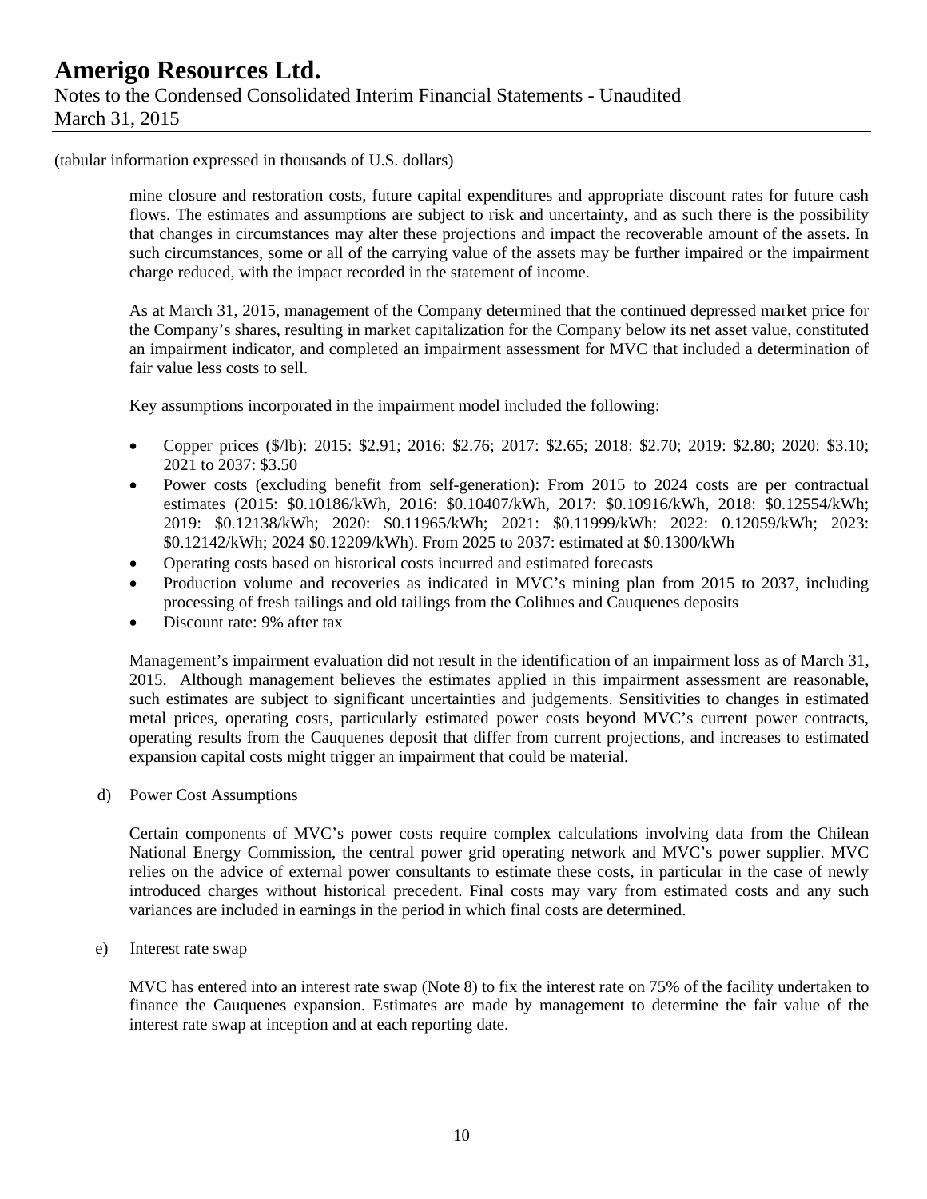(tabular information expressed in thousands of U.S. dollars)

mine closure and restoration costs, future capital expenditures and appropriate discount rates for future cash flows. The estimates and assumptions are subject to risk and uncertainty, and as such there is the possibility that changes in circumstances may alter these projections and impact the recoverable amount of the assets. In such circumstances, some or all of the carrying value of the assets may be further impaired or the impairment charge reduced, with the impact recorded in the statement of income.

As at March 31, 2015, management of the Company determined that the continued depressed market price for the Company's shares, resulting in market capitalization for the Company below its net asset value, constituted an impairment indicator, and completed an impairment assessment for MVC that included a determination of fair value less costs to sell.

Key assumptions incorporated in the impairment model included the following:

- Copper prices ($/lb): 2015: $2.91; 2016: $2.76; 2017: $2.65; 2018: $2.70; 2019: $2.80; 2020: $3.10; 2021 to 2037: $3.50
- Power costs (excluding benefit from self-generation): From 2015 to 2024 costs are per contractual estimates (2015: $0.10186/kWh, 2016: $0.10407/kWh, 2017: $0.10916/kWh, 2018: $0.12554/kWh; 2019: $0.12138/kWh; 2020: $0.11965/kWh; 2021: $0.11999/kWh: 2022: 0.12059/kWh; 2023: $0.12142/kWh; 2024 $0.12209/kWh). From 2025 to 2037: estimated at $0.1300/kWh
- Operating costs based on historical costs incurred and estimated forecasts
- Production volume and recoveries as indicated in MVC's mining plan from 2015 to 2037, including processing of fresh tailings and old tailings from the Colihues and Cauquenes deposits
- Discount rate: 9% after tax

Management's impairment evaluation did not result in the identification of an impairment loss as of March 31, 2015. Although management believes the estimates applied in this impairment assessment are reasonable, such estimates are subject to significant uncertainties and judgements. Sensitivities to changes in estimated metal prices, operating costs, particularly estimated power costs beyond MVC's current power contracts, operating results from the Cauquenes deposit that differ from current projections, and increases to estimated expansion capital costs might trigger an impairment that could be material.

d) Power Cost Assumptions

Certain components of MVC's power costs require complex calculations involving data from the Chilean National Energy Commission, the central power grid operating network and MVC's power supplier. MVC relies on the advice of external power consultants to estimate these costs, in particular in the case of newly introduced charges without historical precedent. Final costs may vary from estimated costs and any such variances are included in earnings in the period in which final costs are determined.

e) Interest rate swap

MVC has entered into an interest rate swap (Note 8) to fix the interest rate on 75% of the facility undertaken to finance the Cauquenes expansion. Estimates are made by management to determine the fair value of the interest rate swap at inception and at each reporting date.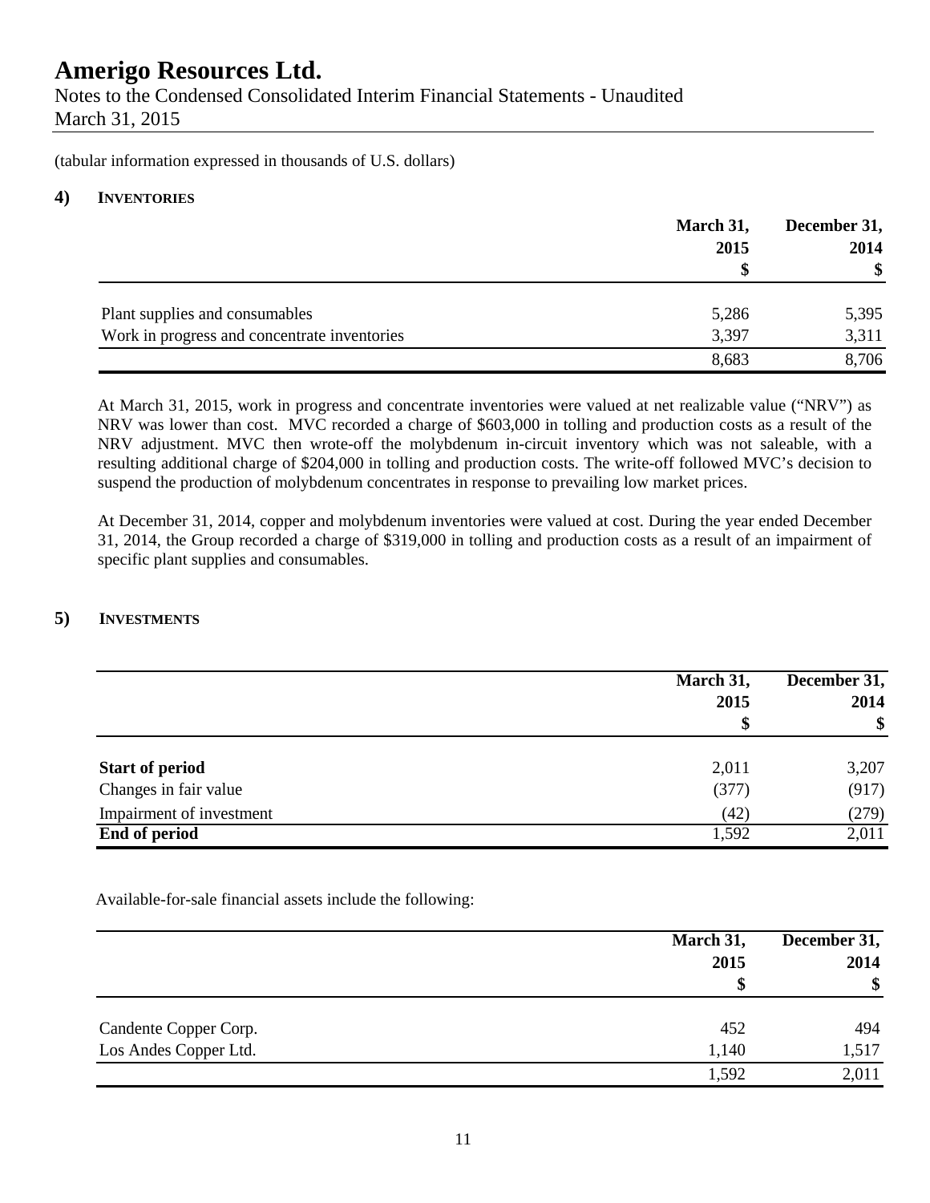# Amerigo Resources Ltd.

Notes to the Condensed Consolidated Interim Financial Statements - Unaudited
March 31, 2015

(tabular information expressed in thousands of U.S. dollars)

## 4) INVENTORIES

| | March 31, 2015 $ | December 31, 2014 $ |
|---|---|---|
| Plant supplies and consumables | 5,286 | 5,395 |
| Work in progress and concentrate inventories | 3,397 | 3,311 |
| | 8,683 | 8,706 |

At March 31, 2015, work in progress and concentrate inventories were valued at net realizable value ("NRV") as NRV was lower than cost. MVC recorded a charge of $603,000 in tolling and production costs as a result of the NRV adjustment. MVC then wrote-off the molybdenum in-circuit inventory which was not saleable, with a resulting additional charge of $204,000 in tolling and production costs. The write-off followed MVC's decision to suspend the production of molybdenum concentrates in response to prevailing low market prices.

At December 31, 2014, copper and molybdenum inventories were valued at cost. During the year ended December 31, 2014, the Group recorded a charge of $319,000 in tolling and production costs as a result of an impairment of specific plant supplies and consumables.

## 5) INVESTMENTS

| | March 31, 2015 $ | December 31, 2014 $ |
|---|---|---|
| **Start of period** | 2,011 | 3,207 |
| Changes in fair value | (377) | (917) |
| Impairment of investment | (42) | (279) |
| **End of period** | 1,592 | 2,011 |

Available-for-sale financial assets include the following:

| | March 31, 2015 $ | December 31, 2014 $ |
|---|---|---|
| Candente Copper Corp. | 452 | 494 |
| Los Andes Copper Ltd. | 1,140 | 1,517 |
| | 1,592 | 2,011 |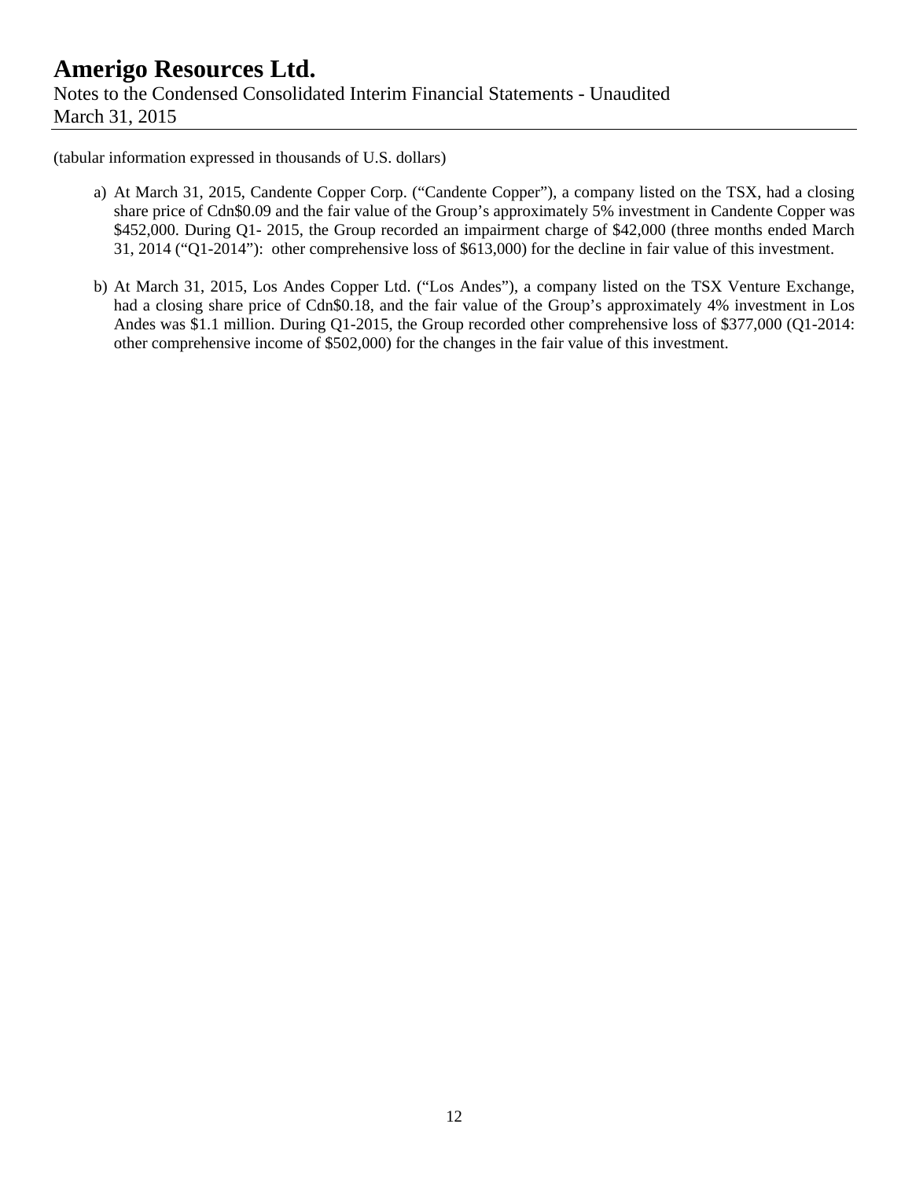(tabular information expressed in thousands of U.S. dollars)

a) At March 31, 2015, Candente Copper Corp. ("Candente Copper"), a company listed on the TSX, had a closing share price of Cdn$0.09 and the fair value of the Group's approximately 5% investment in Candente Copper was $452,000. During Q1- 2015, the Group recorded an impairment charge of $42,000 (three months ended March 31, 2014 ("Q1-2014"): other comprehensive loss of $613,000) for the decline in fair value of this investment.

b) At March 31, 2015, Los Andes Copper Ltd. ("Los Andes"), a company listed on the TSX Venture Exchange, had a closing share price of Cdn$0.18, and the fair value of the Group's approximately 4% investment in Los Andes was $1.1 million. During Q1-2015, the Group recorded other comprehensive loss of $377,000 (Q1-2014: other comprehensive income of $502,000) for the changes in the fair value of this investment.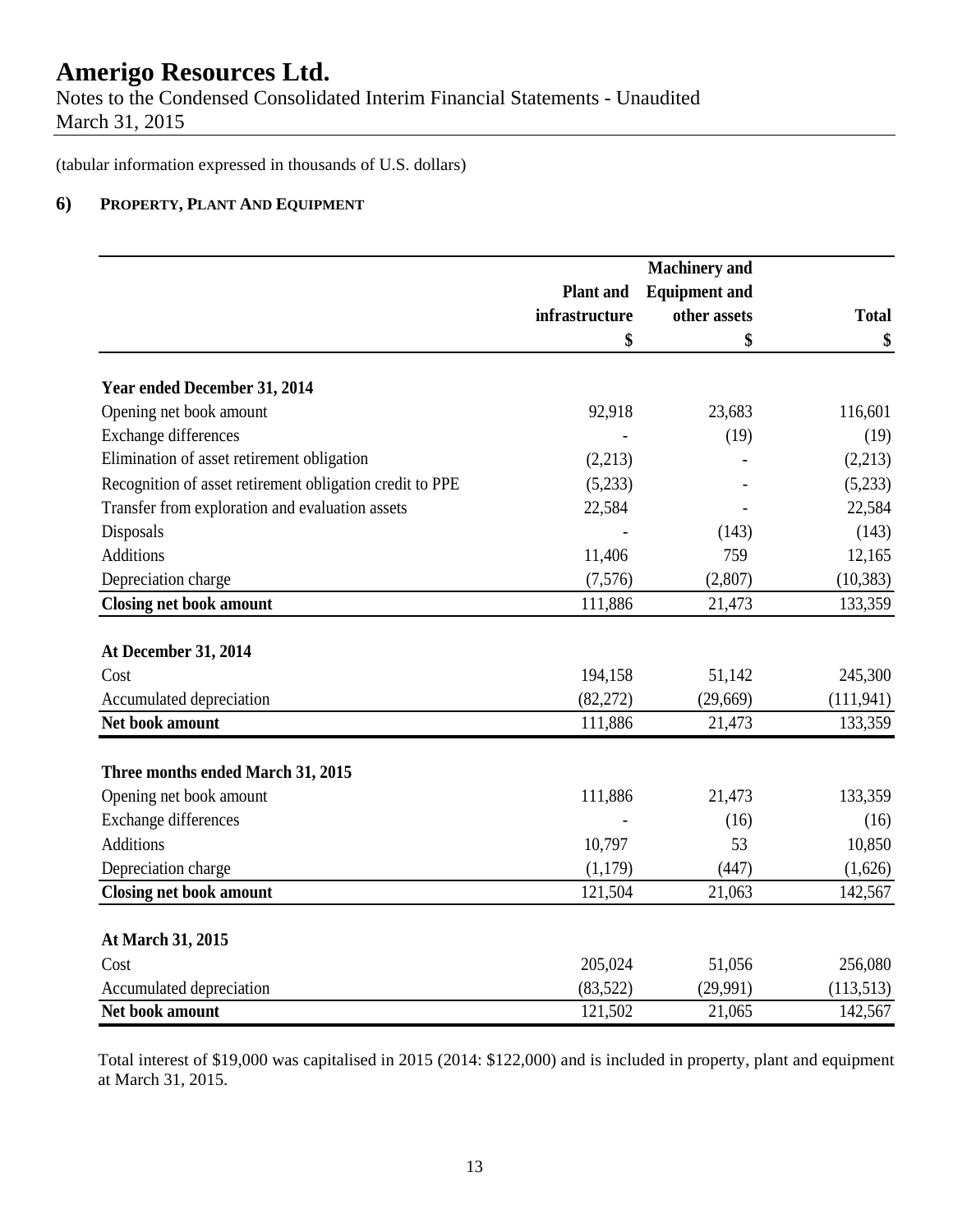# Amerigo Resources Ltd.

Notes to the Condensed Consolidated Interim Financial Statements - Unaudited
March 31, 2015

(tabular information expressed in thousands of U.S. dollars)

## 6) PROPERTY, PLANT AND EQUIPMENT

| | Plant and infrastructure | Machinery and Equipment and other assets | Total |
|---|---|---|---|
| | $ | $ | $ |
| **Year ended December 31, 2014** | | | |
| Opening net book amount | 92,918 | 23,683 | 116,601 |
| Exchange differences | - | (19) | (19) |
| Elimination of asset retirement obligation | (2,213) | - | (2,213) |
| Recognition of asset retirement obligation credit to PPE | (5,233) | - | (5,233) |
| Transfer from exploration and evaluation assets | 22,584 | - | 22,584 |
| Disposals | - | (143) | (143) |
| Additions | 11,406 | 759 | 12,165 |
| Depreciation charge | (7,576) | (2,807) | (10,383) |
| **Closing net book amount** | 111,886 | 21,473 | 133,359 |
| **At December 31, 2014** | | | |
| Cost | 194,158 | 51,142 | 245,300 |
| Accumulated depreciation | (82,272) | (29,669) | (111,941) |
| **Net book amount** | 111,886 | 21,473 | 133,359 |
| **Three months ended March 31, 2015** | | | |
| Opening net book amount | 111,886 | 21,473 | 133,359 |
| Exchange differences | - | (16) | (16) |
| Additions | 10,797 | 53 | 10,850 |
| Depreciation charge | (1,179) | (447) | (1,626) |
| **Closing net book amount** | 121,504 | 21,063 | 142,567 |
| **At March 31, 2015** | | | |
| Cost | 205,024 | 51,056 | 256,080 |
| Accumulated depreciation | (83,522) | (29,991) | (113,513) |
| **Net book amount** | 121,502 | 21,065 | 142,567 |

Total interest of $19,000 was capitalised in 2015 (2014: $122,000) and is included in property, plant and equipment at March 31, 2015.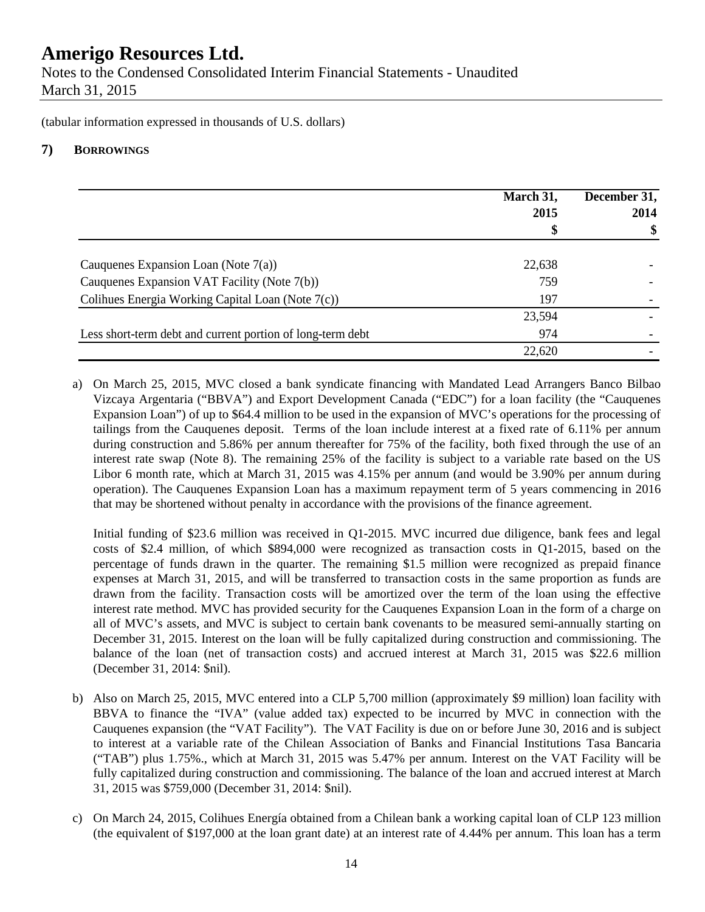(tabular information expressed in thousands of U.S. dollars)

## 7) BORROWINGS

| | March 31, 2015 $ | December 31, 2014 $ |
|---|---|---|
| Cauquenes Expansion Loan (Note 7(a)) | 22,638 | - |
| Cauquenes Expansion VAT Facility (Note 7(b)) | 759 | - |
| Colihues Energia Working Capital Loan (Note 7(c)) | 197 | - |
| | 23,594 | - |
| Less short-term debt and current portion of long-term debt | 974 | - |
| | 22,620 | - |

a) On March 25, 2015, MVC closed a bank syndicate financing with Mandated Lead Arrangers Banco Bilbao Vizcaya Argentaria ("BBVA") and Export Development Canada ("EDC") for a loan facility (the "Cauquenes Expansion Loan") of up to $64.4 million to be used in the expansion of MVC's operations for the processing of tailings from the Cauquenes deposit. Terms of the loan include interest at a fixed rate of 6.11% per annum during construction and 5.86% per annum thereafter for 75% of the facility, both fixed through the use of an interest rate swap (Note 8). The remaining 25% of the facility is subject to a variable rate based on the US Libor 6 month rate, which at March 31, 2015 was 4.15% per annum (and would be 3.90% per annum during operation). The Cauquenes Expansion Loan has a maximum repayment term of 5 years commencing in 2016 that may be shortened without penalty in accordance with the provisions of the finance agreement.

   Initial funding of $23.6 million was received in Q1-2015. MVC incurred due diligence, bank fees and legal costs of $2.4 million, of which $894,000 were recognized as transaction costs in Q1-2015, based on the percentage of funds drawn in the quarter. The remaining $1.5 million were recognized as prepaid finance expenses at March 31, 2015, and will be transferred to transaction costs in the same proportion as funds are drawn from the facility. Transaction costs will be amortized over the term of the loan using the effective interest rate method. MVC has provided security for the Cauquenes Expansion Loan in the form of a charge on all of MVC's assets, and MVC is subject to certain bank covenants to be measured semi-annually starting on December 31, 2015. Interest on the loan will be fully capitalized during construction and commissioning. The balance of the loan (net of transaction costs) and accrued interest at March 31, 2015 was $22.6 million (December 31, 2014: $nil).

b) Also on March 25, 2015, MVC entered into a CLP 5,700 million (approximately $9 million) loan facility with BBVA to finance the "IVA" (value added tax) expected to be incurred by MVC in connection with the Cauquenes expansion (the "VAT Facility"). The VAT Facility is due on or before June 30, 2016 and is subject to interest at a variable rate of the Chilean Association of Banks and Financial Institutions Tasa Bancaria ("TAB") plus 1.75%., which at March 31, 2015 was 5.47% per annum. Interest on the VAT Facility will be fully capitalized during construction and commissioning. The balance of the loan and accrued interest at March 31, 2015 was $759,000 (December 31, 2014: $nil).

c) On March 24, 2015, Colihues Energía obtained from a Chilean bank a working capital loan of CLP 123 million (the equivalent of $197,000 at the loan grant date) at an interest rate of 4.44% per annum. This loan has a term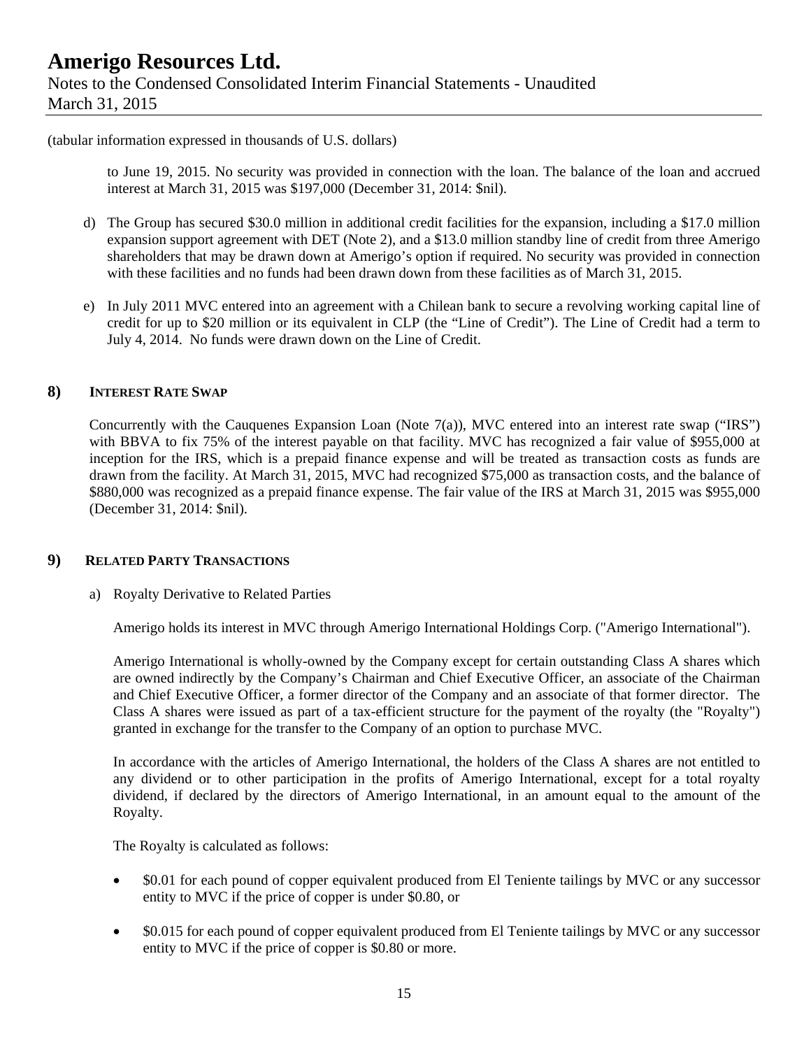(tabular information expressed in thousands of U.S. dollars)

to June 19, 2015. No security was provided in connection with the loan. The balance of the loan and accrued interest at March 31, 2015 was $197,000 (December 31, 2014: $nil).

d) The Group has secured $30.0 million in additional credit facilities for the expansion, including a $17.0 million expansion support agreement with DET (Note 2), and a $13.0 million standby line of credit from three Amerigo shareholders that may be drawn down at Amerigo's option if required. No security was provided in connection with these facilities and no funds had been drawn down from these facilities as of March 31, 2015.

e) In July 2011 MVC entered into an agreement with a Chilean bank to secure a revolving working capital line of credit for up to $20 million or its equivalent in CLP (the "Line of Credit"). The Line of Credit had a term to July 4, 2014. No funds were drawn down on the Line of Credit.

## 8) INTEREST RATE SWAP

Concurrently with the Cauquenes Expansion Loan (Note 7(a)), MVC entered into an interest rate swap ("IRS") with BBVA to fix 75% of the interest payable on that facility. MVC has recognized a fair value of $955,000 at inception for the IRS, which is a prepaid finance expense and will be treated as transaction costs as funds are drawn from the facility. At March 31, 2015, MVC had recognized $75,000 as transaction costs, and the balance of $880,000 was recognized as a prepaid finance expense. The fair value of the IRS at March 31, 2015 was $955,000 (December 31, 2014: $nil).

## 9) RELATED PARTY TRANSACTIONS

a) Royalty Derivative to Related Parties

Amerigo holds its interest in MVC through Amerigo International Holdings Corp. ("Amerigo International").

Amerigo International is wholly-owned by the Company except for certain outstanding Class A shares which are owned indirectly by the Company's Chairman and Chief Executive Officer, an associate of the Chairman and Chief Executive Officer, a former director of the Company and an associate of that former director. The Class A shares were issued as part of a tax-efficient structure for the payment of the royalty (the "Royalty") granted in exchange for the transfer to the Company of an option to purchase MVC.

In accordance with the articles of Amerigo International, the holders of the Class A shares are not entitled to any dividend or to other participation in the profits of Amerigo International, except for a total royalty dividend, if declared by the directors of Amerigo International, in an amount equal to the amount of the Royalty.

The Royalty is calculated as follows:

- $0.01 for each pound of copper equivalent produced from El Teniente tailings by MVC or any successor entity to MVC if the price of copper is under $0.80, or
- $0.015 for each pound of copper equivalent produced from El Teniente tailings by MVC or any successor entity to MVC if the price of copper is $0.80 or more.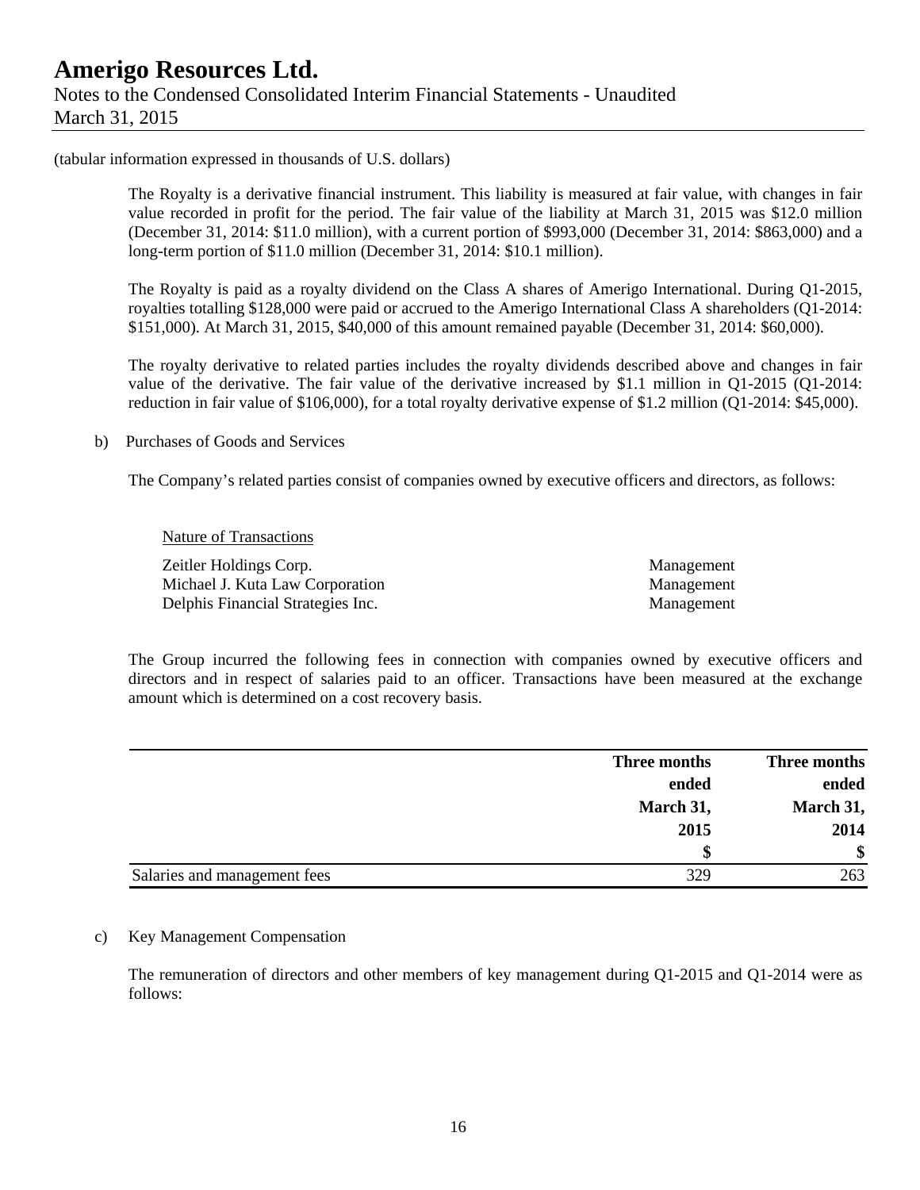(tabular information expressed in thousands of U.S. dollars)

The Royalty is a derivative financial instrument. This liability is measured at fair value, with changes in fair value recorded in profit for the period. The fair value of the liability at March 31, 2015 was $12.0 million (December 31, 2014: $11.0 million), with a current portion of $993,000 (December 31, 2014: $863,000) and a long-term portion of $11.0 million (December 31, 2014: $10.1 million).

The Royalty is paid as a royalty dividend on the Class A shares of Amerigo International. During Q1-2015, royalties totalling $128,000 were paid or accrued to the Amerigo International Class A shareholders (Q1-2014: $151,000). At March 31, 2015, $40,000 of this amount remained payable (December 31, 2014: $60,000).

The royalty derivative to related parties includes the royalty dividends described above and changes in fair value of the derivative. The fair value of the derivative increased by $1.1 million in Q1-2015 (Q1-2014: reduction in fair value of $106,000), for a total royalty derivative expense of $1.2 million (Q1-2014: $45,000).

b) Purchases of Goods and Services

The Company's related parties consist of companies owned by executive officers and directors, as follows:

| | Nature of Transactions |
|---|---|
| Zeitler Holdings Corp. | Management |
| Michael J. Kuta Law Corporation | Management |
| Delphis Financial Strategies Inc. | Management |

The Group incurred the following fees in connection with companies owned by executive officers and directors and in respect of salaries paid to an officer. Transactions have been measured at the exchange amount which is determined on a cost recovery basis.

| | **Three months ended March 31, 2015** | **Three months ended March 31, 2014** |
|---|---|---|
| | **$** | **$** |
| Salaries and management fees | 329 | 263 |

c) Key Management Compensation

The remuneration of directors and other members of key management during Q1-2015 and Q1-2014 were as follows: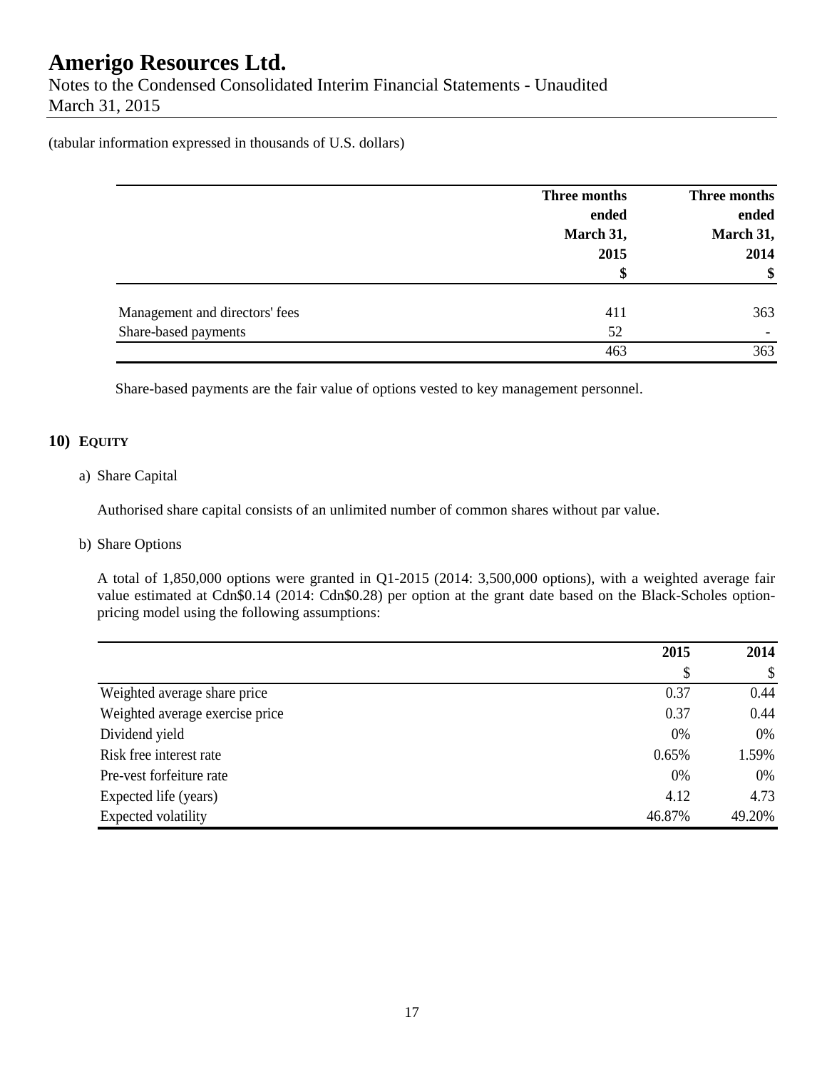(tabular information expressed in thousands of U.S. dollars)

| | Three months ended March 31, 2015 | Three months ended March 31, 2014 |
|---|---|---|
| | $ | $ |
| Management and directors' fees | 411 | 363 |
| Share-based payments | 52 | - |
| | 463 | 363 |

Share-based payments are the fair value of options vested to key management personnel.

## 10) EQUITY

a) Share Capital

Authorised share capital consists of an unlimited number of common shares without par value.

b) Share Options

A total of 1,850,000 options were granted in Q1-2015 (2014: 3,500,000 options), with a weighted average fair value estimated at Cdn$0.14 (2014: Cdn$0.28) per option at the grant date based on the Black-Scholes option-pricing model using the following assumptions:

| | 2015 | 2014 |
|---|---|---|
| | $ | $ |
| Weighted average share price | 0.37 | 0.44 |
| Weighted average exercise price | 0.37 | 0.44 |
| Dividend yield | 0% | 0% |
| Risk free interest rate | 0.65% | 1.59% |
| Pre-vest forfeiture rate | 0% | 0% |
| Expected life (years) | 4.12 | 4.73 |
| Expected volatility | 46.87% | 49.20% |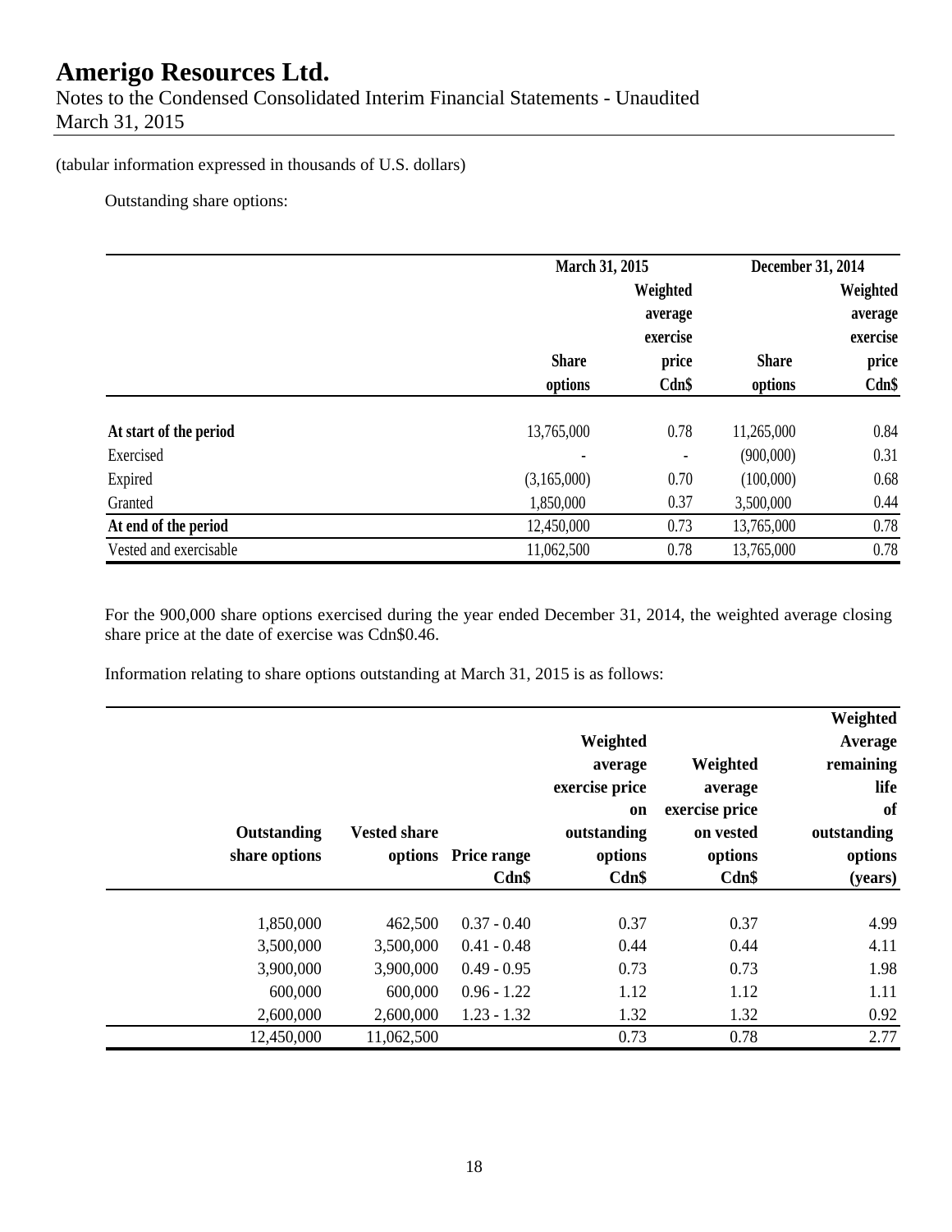(tabular information expressed in thousands of U.S. dollars)

Outstanding share options:

| | March 31, 2015 | | December 31, 2014 | |
|---|---|---|---|---|
| | Share options | Weighted average exercise price Cdn$ | Share options | Weighted average exercise price Cdn$ |
| **At start of the period** | 13,765,000 | 0.78 | 11,265,000 | 0.84 |
| Exercised | - | - | (900,000) | 0.31 |
| Expired | (3,165,000) | 0.70 | (100,000) | 0.68 |
| Granted | 1,850,000 | 0.37 | 3,500,000 | 0.44 |
| **At end of the period** | 12,450,000 | 0.73 | 13,765,000 | 0.78 |
| Vested and exercisable | 11,062,500 | 0.78 | 13,765,000 | 0.78 |

For the 900,000 share options exercised during the year ended December 31, 2014, the weighted average closing share price at the date of exercise was Cdn$0.46.

Information relating to share options outstanding at March 31, 2015 is as follows:

| Outstanding share options | Vested share options | Price range Cdn$ | Weighted average exercise price on outstanding options Cdn$ | Weighted average exercise price on vested options Cdn$ | Weighted Average remaining life of outstanding options (years) |
|---|---|---|---|---|---|
| 1,850,000 | 462,500 | 0.37 - 0.40 | 0.37 | 0.37 | 4.99 |
| 3,500,000 | 3,500,000 | 0.41 - 0.48 | 0.44 | 0.44 | 4.11 |
| 3,900,000 | 3,900,000 | 0.49 - 0.95 | 0.73 | 0.73 | 1.98 |
| 600,000 | 600,000 | 0.96 - 1.22 | 1.12 | 1.12 | 1.11 |
| 2,600,000 | 2,600,000 | 1.23 - 1.32 | 1.32 | 1.32 | 0.92 |
| 12,450,000 | 11,062,500 | | 0.73 | 0.78 | 2.77 |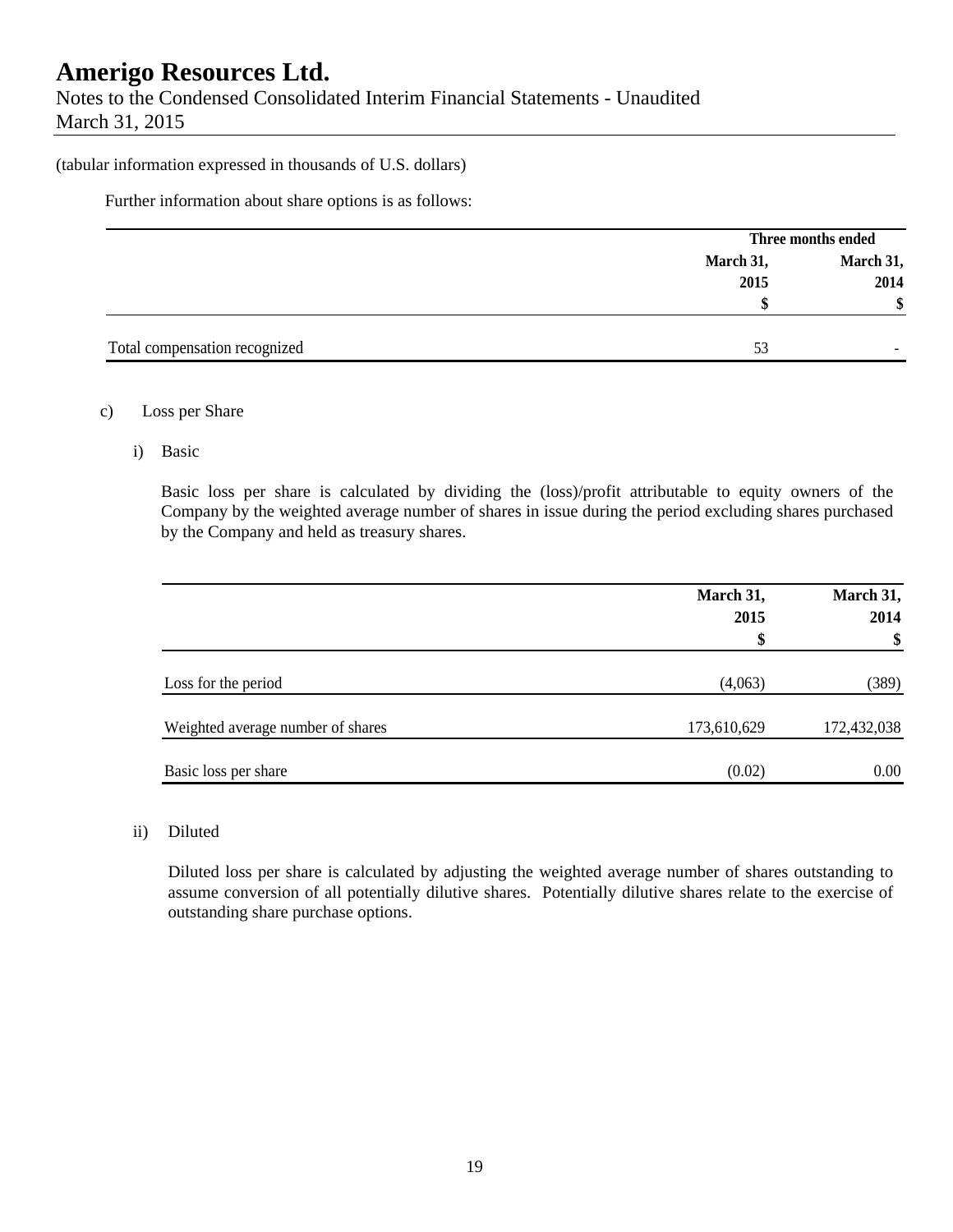(tabular information expressed in thousands of U.S. dollars)

Further information about share options is as follows:

| | Three months ended | |
|---|---|---|
| | March 31, 2015 | March 31, 2014 |
| | $ | $ |
| Total compensation recognized | 53 | - |

c) Loss per Share

i) Basic

Basic loss per share is calculated by dividing the (loss)/profit attributable to equity owners of the Company by the weighted average number of shares in issue during the period excluding shares purchased by the Company and held as treasury shares.

| | March 31, 2015 | March 31, 2014 |
|---|---|---|
| | $ | $ |
| Loss for the period | (4,063) | (389) |
| Weighted average number of shares | 173,610,629 | 172,432,038 |
| Basic loss per share | (0.02) | 0.00 |

ii) Diluted

Diluted loss per share is calculated by adjusting the weighted average number of shares outstanding to assume conversion of all potentially dilutive shares. Potentially dilutive shares relate to the exercise of outstanding share purchase options.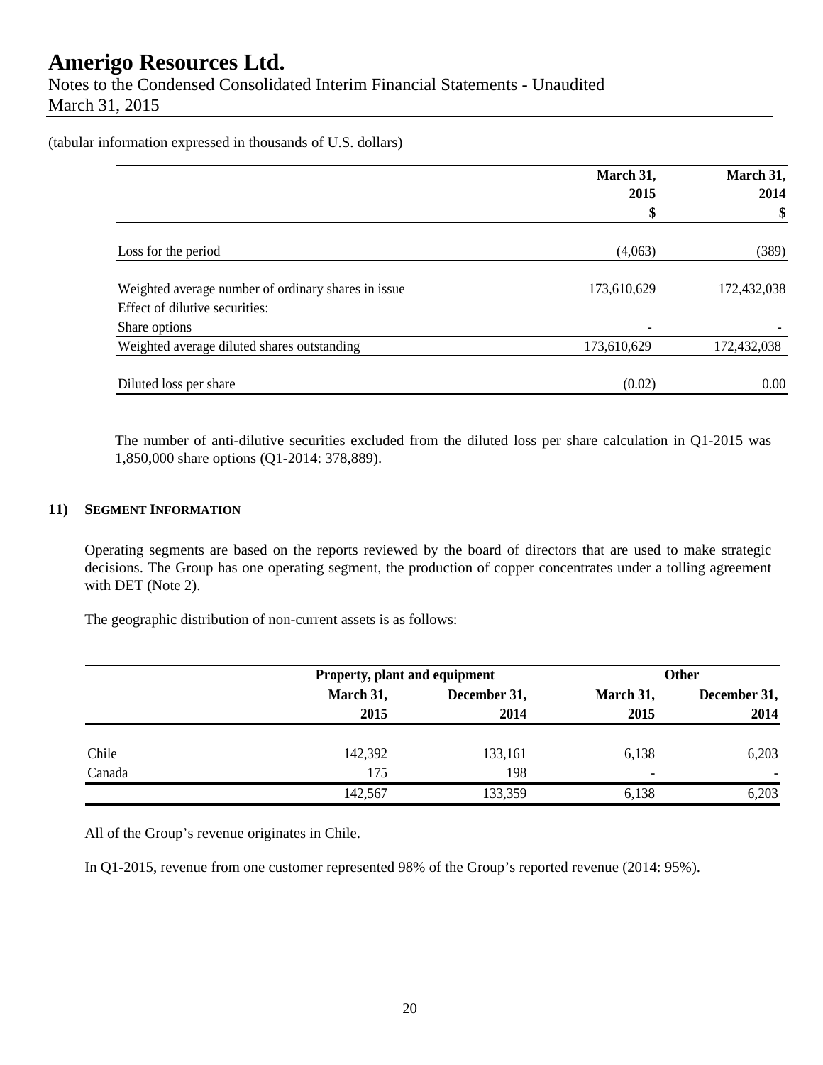(tabular information expressed in thousands of U.S. dollars)

| | March 31, 2015 $ | March 31, 2014 $ |
|---|---|---|
| Loss for the period | (4,063) | (389) |
| Weighted average number of ordinary shares in issue | 173,610,629 | 172,432,038 |
| Effect of dilutive securities: | | |
| Share options | - | - |
| Weighted average diluted shares outstanding | 173,610,629 | 172,432,038 |
| Diluted loss per share | (0.02) | 0.00 |

The number of anti-dilutive securities excluded from the diluted loss per share calculation in Q1-2015 was 1,850,000 share options (Q1-2014: 378,889).

## 11) Segment Information

Operating segments are based on the reports reviewed by the board of directors that are used to make strategic decisions. The Group has one operating segment, the production of copper concentrates under a tolling agreement with DET (Note 2).

The geographic distribution of non-current assets is as follows:

| | Property, plant and equipment | | Other | |
|---|---|---|---|---|
| | March 31, 2015 | December 31, 2014 | March 31, 2015 | December 31, 2014 |
| Chile | 142,392 | 133,161 | 6,138 | 6,203 |
| Canada | 175 | 198 | - | - |
| | 142,567 | 133,359 | 6,138 | 6,203 |

All of the Group's revenue originates in Chile.

In Q1-2015, revenue from one customer represented 98% of the Group's reported revenue (2014: 95%).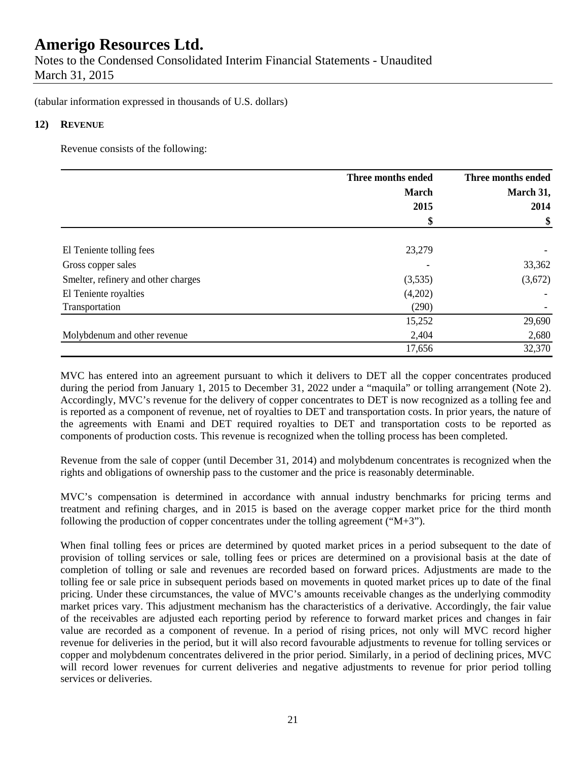(tabular information expressed in thousands of U.S. dollars)

## 12) REVENUE

Revenue consists of the following:

| | Three months ended March 2015 | Three months ended March 31, 2014 |
|---|---|---|
| | \$ | \$ |
| El Teniente tolling fees | 23,279 | - |
| Gross copper sales | - | 33,362 |
| Smelter, refinery and other charges | (3,535) | (3,672) |
| El Teniente royalties | (4,202) | - |
| Transportation | (290) | - |
| | 15,252 | 29,690 |
| Molybdenum and other revenue | 2,404 | 2,680 |
| | 17,656 | 32,370 |

MVC has entered into an agreement pursuant to which it delivers to DET all the copper concentrates produced during the period from January 1, 2015 to December 31, 2022 under a "maquila" or tolling arrangement (Note 2). Accordingly, MVC's revenue for the delivery of copper concentrates to DET is now recognized as a tolling fee and is reported as a component of revenue, net of royalties to DET and transportation costs. In prior years, the nature of the agreements with Enami and DET required royalties to DET and transportation costs to be reported as components of production costs. This revenue is recognized when the tolling process has been completed.

Revenue from the sale of copper (until December 31, 2014) and molybdenum concentrates is recognized when the rights and obligations of ownership pass to the customer and the price is reasonably determinable.

MVC's compensation is determined in accordance with annual industry benchmarks for pricing terms and treatment and refining charges, and in 2015 is based on the average copper market price for the third month following the production of copper concentrates under the tolling agreement ("M+3").

When final tolling fees or prices are determined by quoted market prices in a period subsequent to the date of provision of tolling services or sale, tolling fees or prices are determined on a provisional basis at the date of completion of tolling or sale and revenues are recorded based on forward prices. Adjustments are made to the tolling fee or sale price in subsequent periods based on movements in quoted market prices up to date of the final pricing. Under these circumstances, the value of MVC's amounts receivable changes as the underlying commodity market prices vary. This adjustment mechanism has the characteristics of a derivative. Accordingly, the fair value of the receivables are adjusted each reporting period by reference to forward market prices and changes in fair value are recorded as a component of revenue. In a period of rising prices, not only will MVC record higher revenue for deliveries in the period, but it will also record favourable adjustments to revenue for tolling services or copper and molybdenum concentrates delivered in the prior period. Similarly, in a period of declining prices, MVC will record lower revenues for current deliveries and negative adjustments to revenue for prior period tolling services or deliveries.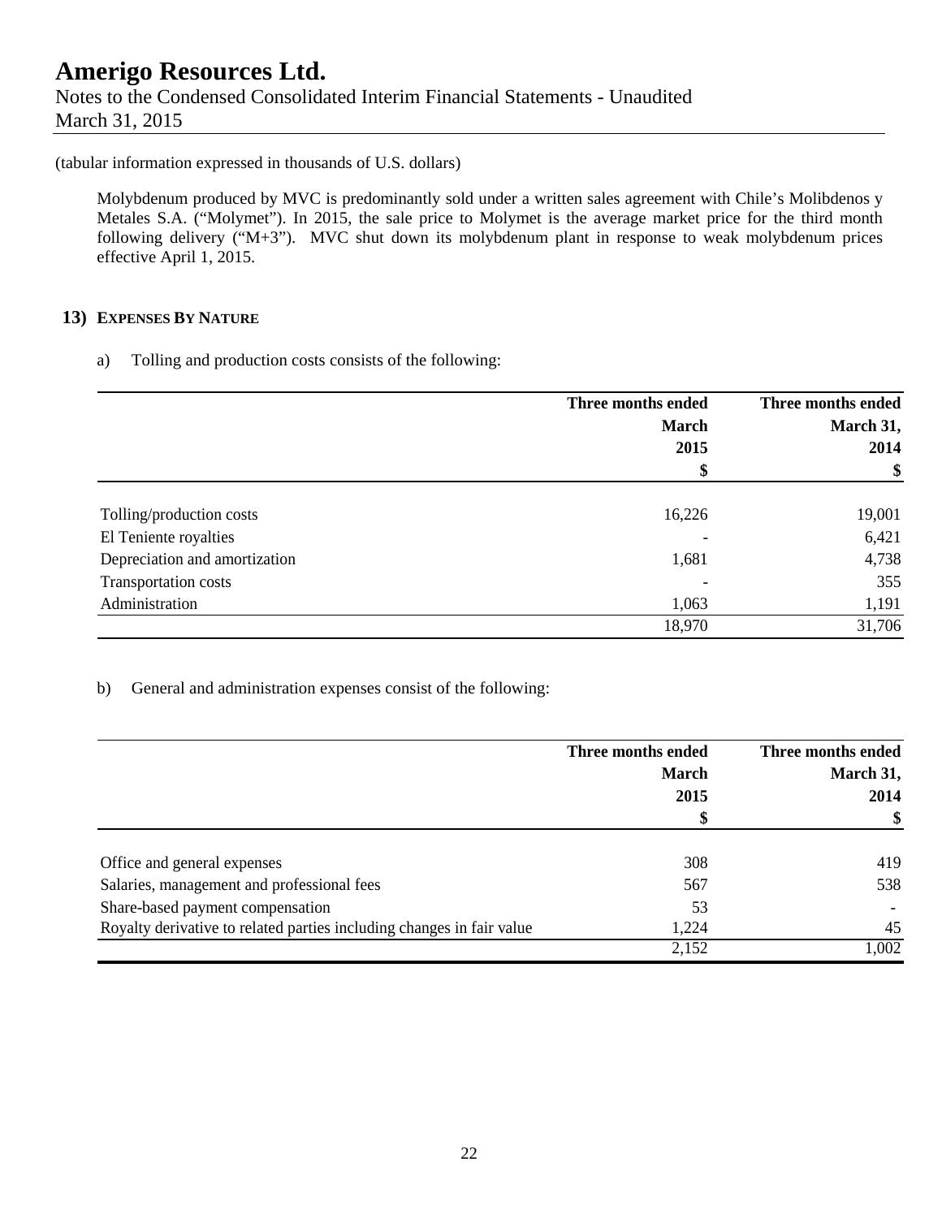(tabular information expressed in thousands of U.S. dollars)

Molybdenum produced by MVC is predominantly sold under a written sales agreement with Chile's Molibdenos y Metales S.A. ("Molymet"). In 2015, the sale price to Molymet is the average market price for the third month following delivery ("M+3"). MVC shut down its molybdenum plant in response to weak molybdenum prices effective April 1, 2015.

## 13) EXPENSES BY NATURE

a) Tolling and production costs consists of the following:

| | Three months ended March 2015 $ | Three months ended March 31, 2014 $ |
|---|---|---|
| Tolling/production costs | 16,226 | 19,001 |
| El Teniente royalties | - | 6,421 |
| Depreciation and amortization | 1,681 | 4,738 |
| Transportation costs | - | 355 |
| Administration | 1,063 | 1,191 |
| | 18,970 | 31,706 |

b) General and administration expenses consist of the following:

| | Three months ended March 2015 $ | Three months ended March 31, 2014 $ |
|---|---|---|
| Office and general expenses | 308 | 419 |
| Salaries, management and professional fees | 567 | 538 |
| Share-based payment compensation | 53 | - |
| Royalty derivative to related parties including changes in fair value | 1,224 | 45 |
| | 2,152 | 1,002 |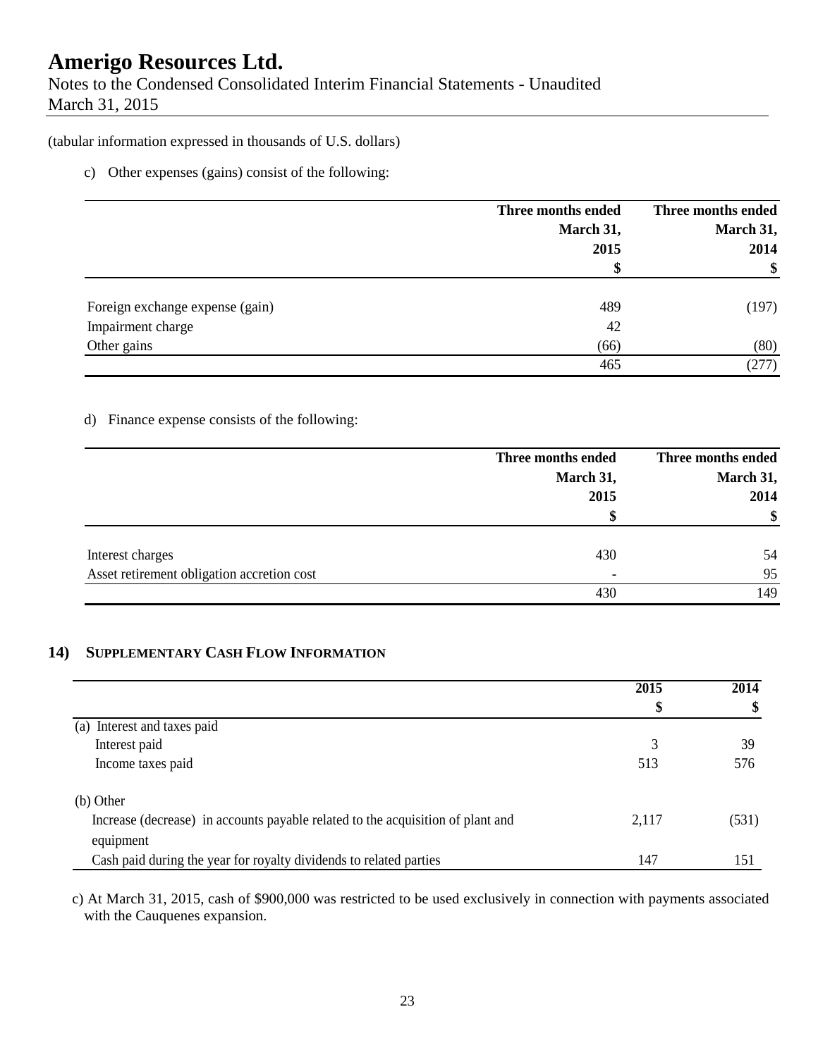# Amerigo Resources Ltd.

Notes to the Condensed Consolidated Interim Financial Statements - Unaudited
March 31, 2015

(tabular information expressed in thousands of U.S. dollars)

c) Other expenses (gains) consist of the following:

| | Three months ended March 31, 2015 $ | Three months ended March 31, 2014 $ |
|---|---|---|
| Foreign exchange expense (gain) | 489 | (197) |
| Impairment charge | 42 | |
| Other gains | (66) | (80) |
| | 465 | (277) |

d) Finance expense consists of the following:

| | Three months ended March 31, 2015 $ | Three months ended March 31, 2014 $ |
|---|---|---|
| Interest charges | 430 | 54 |
| Asset retirement obligation accretion cost | - | 95 |
| | 430 | 149 |

## 14) Supplementary Cash Flow Information

| | 2015 $ | 2014 $ |
|---|---|---|
| (a) Interest and taxes paid | | |
| Interest paid | 3 | 39 |
| Income taxes paid | 513 | 576 |
| (b) Other | | |
| Increase (decrease) in accounts payable related to the acquisition of plant and equipment | 2,117 | (531) |
| Cash paid during the year for royalty dividends to related parties | 147 | 151 |

c) At March 31, 2015, cash of $900,000 was restricted to be used exclusively in connection with payments associated with the Cauquenes expansion.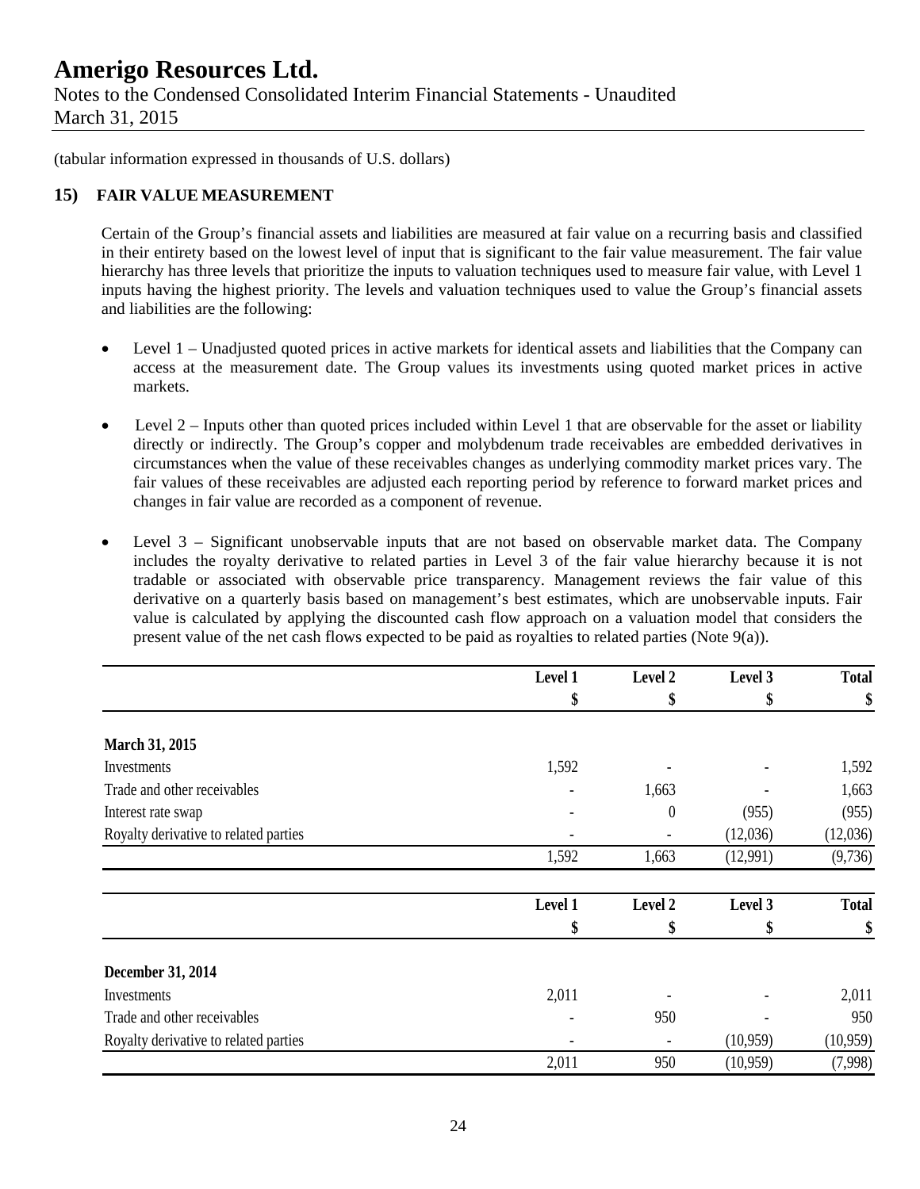# Amerigo Resources Ltd.

Notes to the Condensed Consolidated Interim Financial Statements - Unaudited
March 31, 2015

(tabular information expressed in thousands of U.S. dollars)

## 15) FAIR VALUE MEASUREMENT

Certain of the Group's financial assets and liabilities are measured at fair value on a recurring basis and classified in their entirety based on the lowest level of input that is significant to the fair value measurement. The fair value hierarchy has three levels that prioritize the inputs to valuation techniques used to measure fair value, with Level 1 inputs having the highest priority. The levels and valuation techniques used to value the Group's financial assets and liabilities are the following:

- Level 1 – Unadjusted quoted prices in active markets for identical assets and liabilities that the Company can access at the measurement date. The Group values its investments using quoted market prices in active markets.
- Level 2 – Inputs other than quoted prices included within Level 1 that are observable for the asset or liability directly or indirectly. The Group's copper and molybdenum trade receivables are embedded derivatives in circumstances when the value of these receivables changes as underlying commodity market prices vary. The fair values of these receivables are adjusted each reporting period by reference to forward market prices and changes in fair value are recorded as a component of revenue.
- Level 3 – Significant unobservable inputs that are not based on observable market data. The Company includes the royalty derivative to related parties in Level 3 of the fair value hierarchy because it is not tradable or associated with observable price transparency. Management reviews the fair value of this derivative on a quarterly basis based on management's best estimates, which are unobservable inputs. Fair value is calculated by applying the discounted cash flow approach on a valuation model that considers the present value of the net cash flows expected to be paid as royalties to related parties (Note 9(a)).

| | Level 1 | Level 2 | Level 3 | Total |
|---|---|---|---|---|
| | $ | $ | $ | $ |
| **March 31, 2015** | | | | |
| Investments | 1,592 | - | - | 1,592 |
| Trade and other receivables | - | 1,663 | - | 1,663 |
| Interest rate swap | - | 0 | (955) | (955) |
| Royalty derivative to related parties | - | - | (12,036) | (12,036) |
| | 1,592 | 1,663 | (12,991) | (9,736) |

| | Level 1 | Level 2 | Level 3 | Total |
|---|---|---|---|---|
| | $ | $ | $ | $ |
| **December 31, 2014** | | | | |
| Investments | 2,011 | - | - | 2,011 |
| Trade and other receivables | - | 950 | - | 950 |
| Royalty derivative to related parties | - | - | (10,959) | (10,959) |
| | 2,011 | 950 | (10,959) | (7,998) |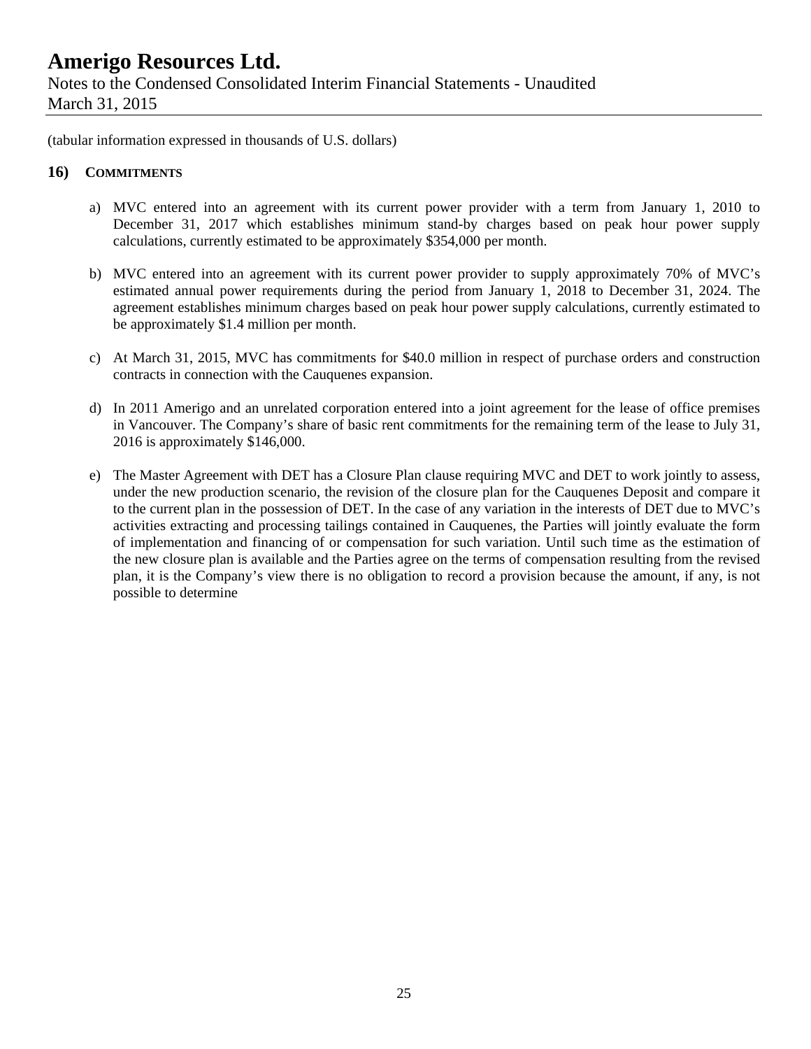(tabular information expressed in thousands of U.S. dollars)

## 16) COMMITMENTS

a) MVC entered into an agreement with its current power provider with a term from January 1, 2010 to December 31, 2017 which establishes minimum stand-by charges based on peak hour power supply calculations, currently estimated to be approximately $354,000 per month.

b) MVC entered into an agreement with its current power provider to supply approximately 70% of MVC's estimated annual power requirements during the period from January 1, 2018 to December 31, 2024. The agreement establishes minimum charges based on peak hour power supply calculations, currently estimated to be approximately $1.4 million per month.

c) At March 31, 2015, MVC has commitments for $40.0 million in respect of purchase orders and construction contracts in connection with the Cauquenes expansion.

d) In 2011 Amerigo and an unrelated corporation entered into a joint agreement for the lease of office premises in Vancouver. The Company's share of basic rent commitments for the remaining term of the lease to July 31, 2016 is approximately $146,000.

e) The Master Agreement with DET has a Closure Plan clause requiring MVC and DET to work jointly to assess, under the new production scenario, the revision of the closure plan for the Cauquenes Deposit and compare it to the current plan in the possession of DET. In the case of any variation in the interests of DET due to MVC's activities extracting and processing tailings contained in Cauquenes, the Parties will jointly evaluate the form of implementation and financing of or compensation for such variation. Until such time as the estimation of the new closure plan is available and the Parties agree on the terms of compensation resulting from the revised plan, it is the Company's view there is no obligation to record a provision because the amount, if any, is not possible to determine